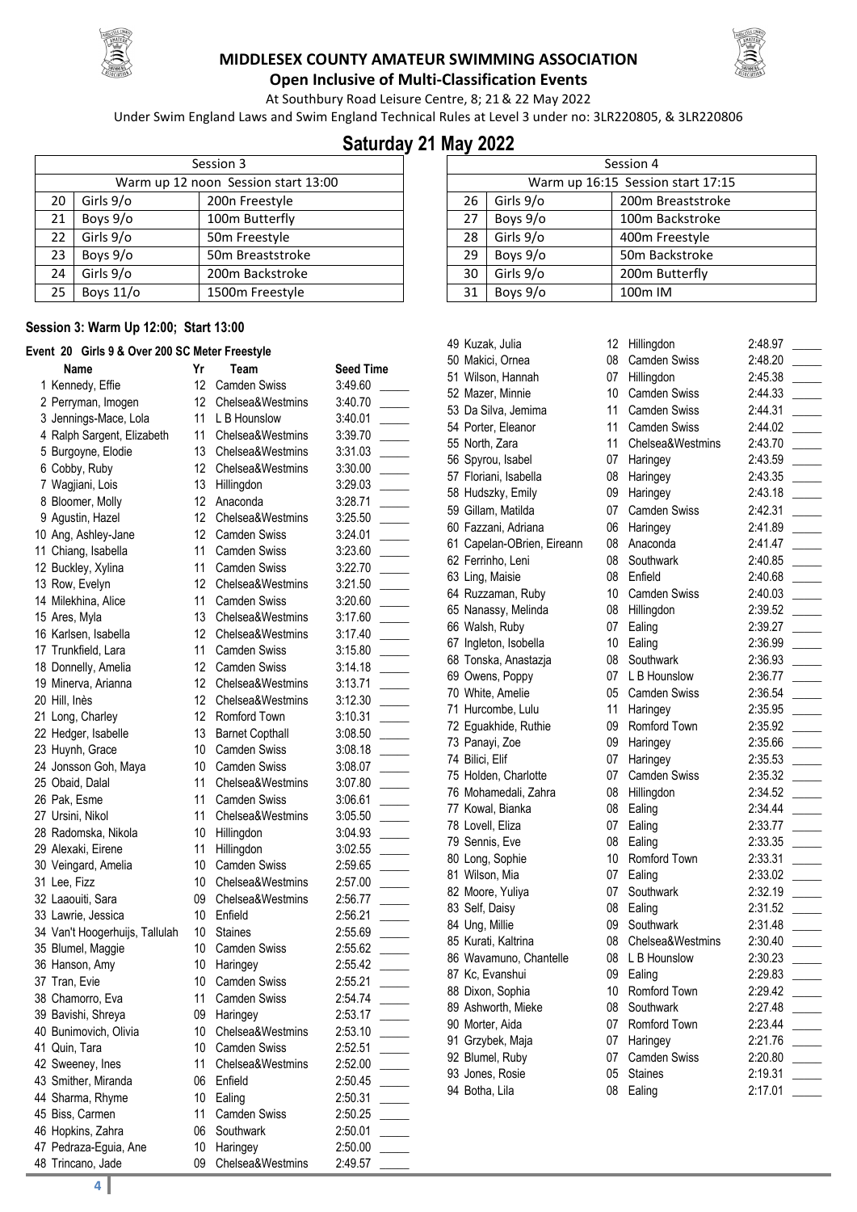# MIDDLESEX COUNTY AMATEUR SWIMMING ASSOCIATION

## Open Inclusive of Multi-Classification Events

At Southbury Road Leisure Centre, 8; 21 & 22 May 2022

Under Swim England Laws and Swim England Technical Rules at Level 3 under no: 3LR220805, & 3LR220806

# Saturday 21 May 2022

| Session 3 | | |
|---|---|---|
| Warm up 12 noon Session start 13:00 | | |
| 20 | Girls 9/o | 200n Freestyle |
| 21 | Boys 9/o | 100m Butterfly |
| 22 | Girls 9/o | 50m Freestyle |
| 23 | Boys 9/o | 50m Breaststroke |
| 24 | Girls 9/o | 200m Backstroke |
| 25 | Boys 11/o | 1500m Freestyle |

| Session 4 | | |
|---|---|---|
| Warm up 16:15 Session start 17:15 | | |
| 26 | Girls 9/o | 200m Breaststroke |
| 27 | Boys 9/o | 100m Backstroke |
| 28 | Girls 9/o | 400m Freestyle |
| 29 | Boys 9/o | 50m Backstroke |
| 30 | Girls 9/o | 200m Butterfly |
| 31 | Boys 9/o | 100m IM |

### Session 3: Warm Up 12:00; Start 13:00

#### Event 20 Girls 9 & Over 200 SC Meter Freestyle

| | Name | Yr | Team | Seed Time |
|---|---|---|---|---|
| 1 | Kennedy, Effie | 12 | Camden Swiss | 3:49.60 |
| 2 | Perryman, Imogen | 12 | Chelsea&Westmins | 3:40.70 |
| 3 | Jennings-Mace, Lola | 11 | L B Hounslow | 3:40.01 |
| 4 | Ralph Sargent, Elizabeth | 11 | Chelsea&Westmins | 3:39.70 |
| 5 | Burgoyne, Elodie | 13 | Chelsea&Westmins | 3:31.03 |
| 6 | Cobby, Ruby | 12 | Chelsea&Westmins | 3:30.00 |
| 7 | Wagjiani, Lois | 13 | Hillingdon | 3:29.03 |
| 8 | Bloomer, Molly | 12 | Anaconda | 3:28.71 |
| 9 | Agustin, Hazel | 12 | Chelsea&Westmins | 3:25.50 |
| 10 | Ang, Ashley-Jane | 12 | Camden Swiss | 3:24.01 |
| 11 | Chiang, Isabella | 11 | Camden Swiss | 3:23.60 |
| 12 | Buckley, Xylina | 11 | Camden Swiss | 3:22.70 |
| 13 | Row, Evelyn | 12 | Chelsea&Westmins | 3:21.50 |
| 14 | Milekhina, Alice | 11 | Camden Swiss | 3:20.60 |
| 15 | Ares, Myla | 13 | Chelsea&Westmins | 3:17.60 |
| 16 | Karlsen, Isabella | 12 | Chelsea&Westmins | 3:17.40 |
| 17 | Trunkfield, Lara | 11 | Camden Swiss | 3:15.80 |
| 18 | Donnelly, Amelia | 12 | Camden Swiss | 3:14.18 |
| 19 | Minerva, Arianna | 12 | Chelsea&Westmins | 3:13.71 |
| 20 | Hill, Inès | 12 | Chelsea&Westmins | 3:12.30 |
| 21 | Long, Charley | 12 | Romford Town | 3:10.31 |
| 22 | Hedger, Isabelle | 13 | Barnet Copthall | 3:08.50 |
| 23 | Huynh, Grace | 10 | Camden Swiss | 3:08.18 |
| 24 | Jonsson Goh, Maya | 10 | Camden Swiss | 3:08.07 |
| 25 | Obaid, Dalal | 11 | Chelsea&Westmins | 3:07.80 |
| 26 | Pak, Esme | 11 | Camden Swiss | 3:06.61 |
| 27 | Ursini, Nikol | 11 | Chelsea&Westmins | 3:05.50 |
| 28 | Radomska, Nikola | 10 | Hillingdon | 3:04.93 |
| 29 | Alexaki, Eirene | 11 | Hillingdon | 3:02.55 |
| 30 | Veingard, Amelia | 10 | Camden Swiss | 2:59.65 |
| 31 | Lee, Fizz | 10 | Chelsea&Westmins | 2:57.00 |
| 32 | Laaouiti, Sara | 09 | Chelsea&Westmins | 2:56.77 |
| 33 | Lawrie, Jessica | 10 | Enfield | 2:56.21 |
| 34 | Van't Hoogerhuijs, Tallulah | 10 | Staines | 2:55.69 |
| 35 | Blumel, Maggie | 10 | Camden Swiss | 2:55.62 |
| 36 | Hanson, Amy | 10 | Haringey | 2:55.42 |
| 37 | Tran, Evie | 10 | Camden Swiss | 2:55.21 |
| 38 | Chamorro, Eva | 11 | Camden Swiss | 2:54.74 |
| 39 | Bavishi, Shreya | 09 | Haringey | 2:53.17 |
| 40 | Bunimovich, Olivia | 10 | Chelsea&Westmins | 2:53.10 |
| 41 | Quin, Tara | 10 | Camden Swiss | 2:52.51 |
| 42 | Sweeney, Ines | 11 | Chelsea&Westmins | 2:52.00 |
| 43 | Smither, Miranda | 06 | Enfield | 2:50.45 |
| 44 | Sharma, Rhyme | 10 | Ealing | 2:50.31 |
| 45 | Biss, Carmen | 11 | Camden Swiss | 2:50.25 |
| 46 | Hopkins, Zahra | 06 | Southwark | 2:50.01 |
| 47 | Pedraza-Eguia, Ane | 10 | Haringey | 2:50.00 |
| 48 | Trincano, Jade | 09 | Chelsea&Westmins | 2:49.57 |
| 49 | Kuzak, Julia | 12 | Hillingdon | 2:48.97 |
| 50 | Makici, Ornea | 08 | Camden Swiss | 2:48.20 |
| 51 | Wilson, Hannah | 07 | Hillingdon | 2:45.38 |
| 52 | Mazer, Minnie | 10 | Camden Swiss | 2:44.33 |
| 53 | Da Silva, Jemima | 11 | Camden Swiss | 2:44.31 |
| 54 | Porter, Eleanor | 11 | Camden Swiss | 2:44.02 |
| 55 | North, Zara | 11 | Chelsea&Westmins | 2:43.70 |
| 56 | Spyrou, Isabel | 07 | Haringey | 2:43.59 |
| 57 | Floriani, Isabella | 08 | Haringey | 2:43.35 |
| 58 | Hudszky, Emily | 09 | Haringey | 2:43.18 |
| 59 | Gillam, Matilda | 07 | Camden Swiss | 2:42.31 |
| 60 | Fazzani, Adriana | 06 | Haringey | 2:41.89 |
| 61 | Capelan-OBrien, Eireann | 08 | Anaconda | 2:41.47 |
| 62 | Ferrinho, Leni | 08 | Southwark | 2:40.85 |
| 63 | Ling, Maisie | 08 | Enfield | 2:40.68 |
| 64 | Ruzzaman, Ruby | 10 | Camden Swiss | 2:40.03 |
| 65 | Nanassy, Melinda | 08 | Hillingdon | 2:39.52 |
| 66 | Walsh, Ruby | 07 | Ealing | 2:39.27 |
| 67 | Ingleton, Isobella | 10 | Ealing | 2:36.99 |
| 68 | Tonska, Anastazja | 08 | Southwark | 2:36.93 |
| 69 | Owens, Poppy | 07 | L B Hounslow | 2:36.77 |
| 70 | White, Amelie | 05 | Camden Swiss | 2:36.54 |
| 71 | Hurcombe, Lulu | 11 | Haringey | 2:35.95 |
| 72 | Eguakhide, Ruthie | 09 | Romford Town | 2:35.92 |
| 73 | Panayi, Zoe | 09 | Haringey | 2:35.66 |
| 74 | Bilici, Elif | 07 | Haringey | 2:35.53 |
| 75 | Holden, Charlotte | 07 | Camden Swiss | 2:35.32 |
| 76 | Mohamedali, Zahra | 08 | Hillingdon | 2:34.52 |
| 77 | Kowal, Bianka | 08 | Ealing | 2:34.44 |
| 78 | Lovell, Eliza | 07 | Ealing | 2:33.77 |
| 79 | Sennis, Eve | 08 | Ealing | 2:33.35 |
| 80 | Long, Sophie | 10 | Romford Town | 2:33.31 |
| 81 | Wilson, Mia | 07 | Ealing | 2:33.02 |
| 82 | Moore, Yuliya | 07 | Southwark | 2:32.19 |
| 83 | Self, Daisy | 08 | Ealing | 2:31.52 |
| 84 | Ung, Millie | 09 | Southwark | 2:31.48 |
| 85 | Kurati, Kaltrina | 08 | Chelsea&Westmins | 2:30.40 |
| 86 | Wavamuno, Chantelle | 08 | L B Hounslow | 2:30.23 |
| 87 | Kc, Evanshui | 09 | Ealing | 2:29.83 |
| 88 | Dixon, Sophia | 10 | Romford Town | 2:29.42 |
| 89 | Ashworth, Mieke | 08 | Southwark | 2:27.48 |
| 90 | Morter, Aida | 07 | Romford Town | 2:23.44 |
| 91 | Grzybek, Maja | 07 | Haringey | 2:21.76 |
| 92 | Blumel, Ruby | 07 | Camden Swiss | 2:20.80 |
| 93 | Jones, Rosie | 05 | Staines | 2:19.31 |
| 94 | Botha, Lila | 08 | Ealing | 2:17.01 |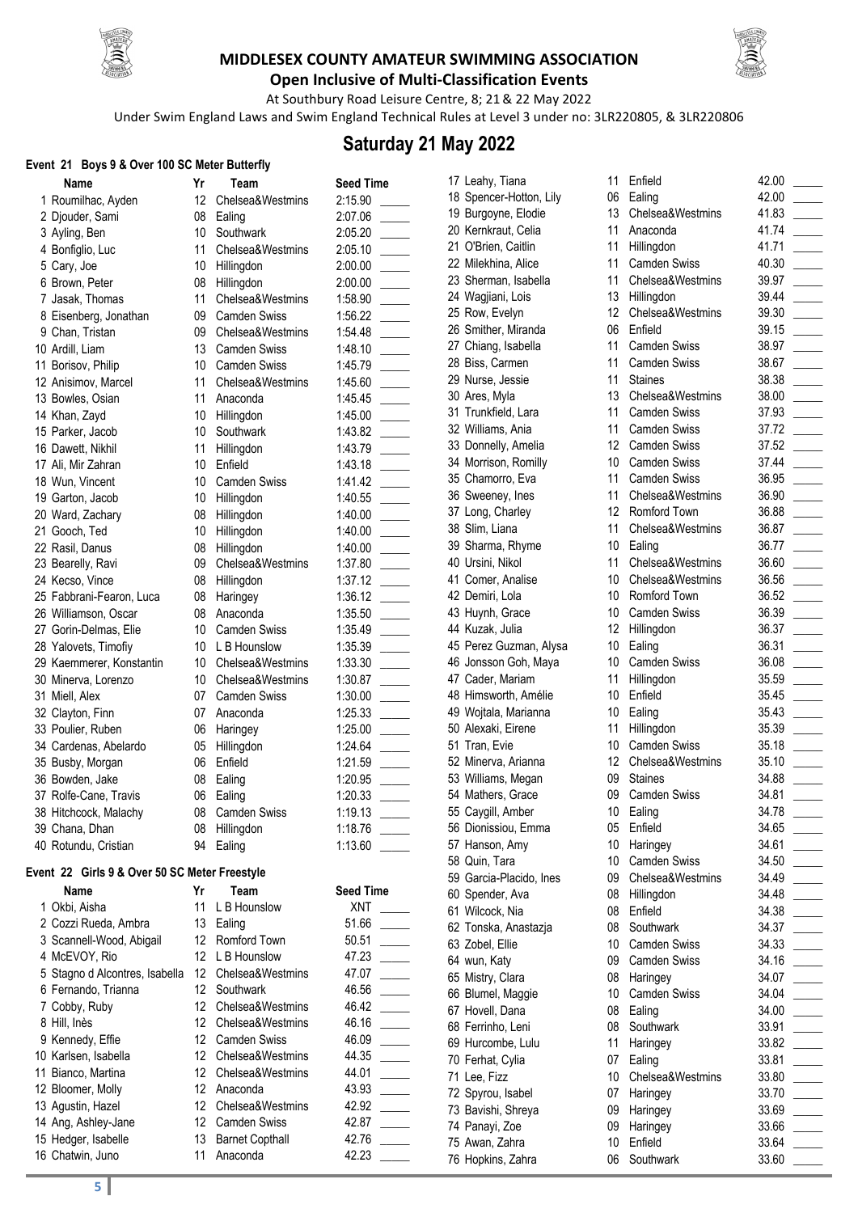## MIDDLESEX COUNTY AMATEUR SWIMMING ASSOCIATION

**Open Inclusive of Multi-Classification Events**

At Southbury Road Leisure Centre, 8; 21 & 22 May 2022

Under Swim England Laws and Swim England Technical Rules at Level 3 under no: 3LR220805, & 3LR220806

# Saturday 21 May 2022

### Event 21 Boys 9 & Over 100 SC Meter Butterfly

| | Name | Yr | Team | Seed Time |
|---|---|---|---|---|
| 1 | Roumilhac, Ayden | 12 | Chelsea&Westmins | 2:15.90 |
| 2 | Djouder, Sami | 08 | Ealing | 2:07.06 |
| 3 | Ayling, Ben | 10 | Southwark | 2:05.20 |
| 4 | Bonfiglio, Luc | 11 | Chelsea&Westmins | 2:05.10 |
| 5 | Cary, Joe | 10 | Hillingdon | 2:00.00 |
| 6 | Brown, Peter | 08 | Hillingdon | 2:00.00 |
| 7 | Jasak, Thomas | 11 | Chelsea&Westmins | 1:58.90 |
| 8 | Eisenberg, Jonathan | 09 | Camden Swiss | 1:56.22 |
| 9 | Chan, Tristan | 09 | Chelsea&Westmins | 1:54.48 |
| 10 | Ardill, Liam | 13 | Camden Swiss | 1:48.10 |
| 11 | Borisov, Philip | 10 | Camden Swiss | 1:45.79 |
| 12 | Anisimov, Marcel | 11 | Chelsea&Westmins | 1:45.60 |
| 13 | Bowles, Osian | 11 | Anaconda | 1:45.45 |
| 14 | Khan, Zayd | 10 | Hillingdon | 1:45.00 |
| 15 | Parker, Jacob | 10 | Southwark | 1:43.82 |
| 16 | Dawett, Nikhil | 11 | Hillingdon | 1:43.79 |
| 17 | Ali, Mir Zahran | 10 | Enfield | 1:43.18 |
| 18 | Wun, Vincent | 10 | Camden Swiss | 1:41.42 |
| 19 | Garton, Jacob | 10 | Hillingdon | 1:40.55 |
| 20 | Ward, Zachary | 08 | Hillingdon | 1:40.00 |
| 21 | Gooch, Ted | 10 | Hillingdon | 1:40.00 |
| 22 | Rasil, Danus | 08 | Hillingdon | 1:40.00 |
| 23 | Bearelly, Ravi | 09 | Chelsea&Westmins | 1:37.80 |
| 24 | Kecso, Vince | 08 | Hillingdon | 1:37.12 |
| 25 | Fabbrani-Fearon, Luca | 08 | Haringey | 1:36.12 |
| 26 | Williamson, Oscar | 08 | Anaconda | 1:35.50 |
| 27 | Gorin-Delmas, Elie | 10 | Camden Swiss | 1:35.49 |
| 28 | Yalovets, Timofiy | 10 | L B Hounslow | 1:35.39 |
| 29 | Kaemmerer, Konstantin | 10 | Chelsea&Westmins | 1:33.30 |
| 30 | Minerva, Lorenzo | 10 | Chelsea&Westmins | 1:30.87 |
| 31 | Miell, Alex | 07 | Camden Swiss | 1:30.00 |
| 32 | Clayton, Finn | 07 | Anaconda | 1:25.33 |
| 33 | Poulier, Ruben | 06 | Haringey | 1:25.00 |
| 34 | Cardenas, Abelardo | 05 | Hillingdon | 1:24.64 |
| 35 | Busby, Morgan | 06 | Enfield | 1:21.59 |
| 36 | Bowden, Jake | 08 | Ealing | 1:20.95 |
| 37 | Rolfe-Cane, Travis | 06 | Ealing | 1:20.33 |
| 38 | Hitchcock, Malachy | 08 | Camden Swiss | 1:19.13 |
| 39 | Chana, Dhan | 08 | Hillingdon | 1:18.76 |
| 40 | Rotundu, Cristian | 94 | Ealing | 1:13.60 |

### Event 22 Girls 9 & Over 50 SC Meter Freestyle

| | Name | Yr | Team | Seed Time |
|---|---|---|---|---|
| 1 | Okbi, Aisha | 11 | L B Hounslow | XNT |
| 2 | Cozzi Rueda, Ambra | 13 | Ealing | 51.66 |
| 3 | Scannell-Wood, Abigail | 12 | Romford Town | 50.51 |
| 4 | McEVOY, Rio | 12 | L B Hounslow | 47.23 |
| 5 | Stagno d Alcontres, Isabella | 12 | Chelsea&Westmins | 47.07 |
| 6 | Fernando, Trianna | 12 | Southwark | 46.56 |
| 7 | Cobby, Ruby | 12 | Chelsea&Westmins | 46.42 |
| 8 | Hill, Inès | 12 | Chelsea&Westmins | 46.16 |
| 9 | Kennedy, Effie | 12 | Camden Swiss | 46.09 |
| 10 | Karlsen, Isabella | 12 | Chelsea&Westmins | 44.35 |
| 11 | Bianco, Martina | 12 | Chelsea&Westmins | 44.01 |
| 12 | Bloomer, Molly | 12 | Anaconda | 43.93 |
| 13 | Agustin, Hazel | 12 | Chelsea&Westmins | 42.92 |
| 14 | Ang, Ashley-Jane | 12 | Camden Swiss | 42.87 |
| 15 | Hedger, Isabelle | 13 | Barnet Copthall | 42.76 |
| 16 | Chatwin, Juno | 11 | Anaconda | 42.23 |
| 17 | Leahy, Tiana | 11 | Enfield | 42.00 |
| 18 | Spencer-Hotton, Lily | 06 | Ealing | 42.00 |
| 19 | Burgoyne, Elodie | 13 | Chelsea&Westmins | 41.83 |
| 20 | Kernkraut, Celia | 11 | Anaconda | 41.74 |
| 21 | O'Brien, Caitlin | 11 | Hillingdon | 41.71 |
| 22 | Milekhina, Alice | 11 | Camden Swiss | 40.30 |
| 23 | Sherman, Isabella | 11 | Chelsea&Westmins | 39.97 |
| 24 | Wagjiani, Lois | 13 | Hillingdon | 39.44 |
| 25 | Row, Evelyn | 12 | Chelsea&Westmins | 39.30 |
| 26 | Smither, Miranda | 06 | Enfield | 39.15 |
| 27 | Chiang, Isabella | 11 | Camden Swiss | 38.97 |
| 28 | Biss, Carmen | 11 | Camden Swiss | 38.67 |
| 29 | Nurse, Jessie | 11 | Staines | 38.38 |
| 30 | Ares, Myla | 13 | Chelsea&Westmins | 38.00 |
| 31 | Trunkfield, Lara | 11 | Camden Swiss | 37.93 |
| 32 | Williams, Ania | 11 | Camden Swiss | 37.72 |
| 33 | Donnelly, Amelia | 12 | Camden Swiss | 37.52 |
| 34 | Morrison, Romilly | 10 | Camden Swiss | 37.44 |
| 35 | Chamorro, Eva | 11 | Camden Swiss | 36.95 |
| 36 | Sweeney, Ines | 11 | Chelsea&Westmins | 36.90 |
| 37 | Long, Charley | 12 | Romford Town | 36.88 |
| 38 | Slim, Liana | 11 | Chelsea&Westmins | 36.87 |
| 39 | Sharma, Rhyme | 10 | Ealing | 36.77 |
| 40 | Ursini, Nikol | 11 | Chelsea&Westmins | 36.60 |
| 41 | Comer, Analise | 10 | Chelsea&Westmins | 36.56 |
| 42 | Demiri, Lola | 10 | Romford Town | 36.52 |
| 43 | Huynh, Grace | 10 | Camden Swiss | 36.39 |
| 44 | Kuzak, Julia | 12 | Hillingdon | 36.37 |
| 45 | Perez Guzman, Alysa | 10 | Ealing | 36.31 |
| 46 | Jonsson Goh, Maya | 10 | Camden Swiss | 36.08 |
| 47 | Cader, Mariam | 11 | Hillingdon | 35.59 |
| 48 | Himsworth, Amélie | 10 | Enfield | 35.45 |
| 49 | Wojtala, Marianna | 10 | Ealing | 35.43 |
| 50 | Alexaki, Eirene | 11 | Hillingdon | 35.39 |
| 51 | Tran, Evie | 10 | Camden Swiss | 35.18 |
| 52 | Minerva, Arianna | 12 | Chelsea&Westmins | 35.10 |
| 53 | Williams, Megan | 09 | Staines | 34.88 |
| 54 | Mathers, Grace | 09 | Camden Swiss | 34.81 |
| 55 | Caygill, Amber | 10 | Ealing | 34.78 |
| 56 | Dionissiou, Emma | 05 | Enfield | 34.65 |
| 57 | Hanson, Amy | 10 | Haringey | 34.61 |
| 58 | Quin, Tara | 10 | Camden Swiss | 34.50 |
| 59 | Garcia-Placido, Ines | 09 | Chelsea&Westmins | 34.49 |
| 60 | Spender, Ava | 08 | Hillingdon | 34.48 |
| 61 | Wilcock, Nia | 08 | Enfield | 34.38 |
| 62 | Tonska, Anastazja | 08 | Southwark | 34.37 |
| 63 | Zobel, Ellie | 10 | Camden Swiss | 34.33 |
| 64 | wun, Katy | 09 | Camden Swiss | 34.16 |
| 65 | Mistry, Clara | 08 | Haringey | 34.07 |
| 66 | Blumel, Maggie | 10 | Camden Swiss | 34.04 |
| 67 | Hovell, Dana | 08 | Ealing | 34.00 |
| 68 | Ferrinho, Leni | 08 | Southwark | 33.91 |
| 69 | Hurcombe, Lulu | 11 | Haringey | 33.82 |
| 70 | Ferhat, Cylia | 07 | Ealing | 33.81 |
| 71 | Lee, Fizz | 10 | Chelsea&Westmins | 33.80 |
| 72 | Spyrou, Isabel | 07 | Haringey | 33.70 |
| 73 | Bavishi, Shreya | 09 | Haringey | 33.69 |
| 74 | Panayi, Zoe | 09 | Haringey | 33.66 |
| 75 | Awan, Zahra | 10 | Enfield | 33.64 |
| 76 | Hopkins, Zahra | 06 | Southwark | 33.60 |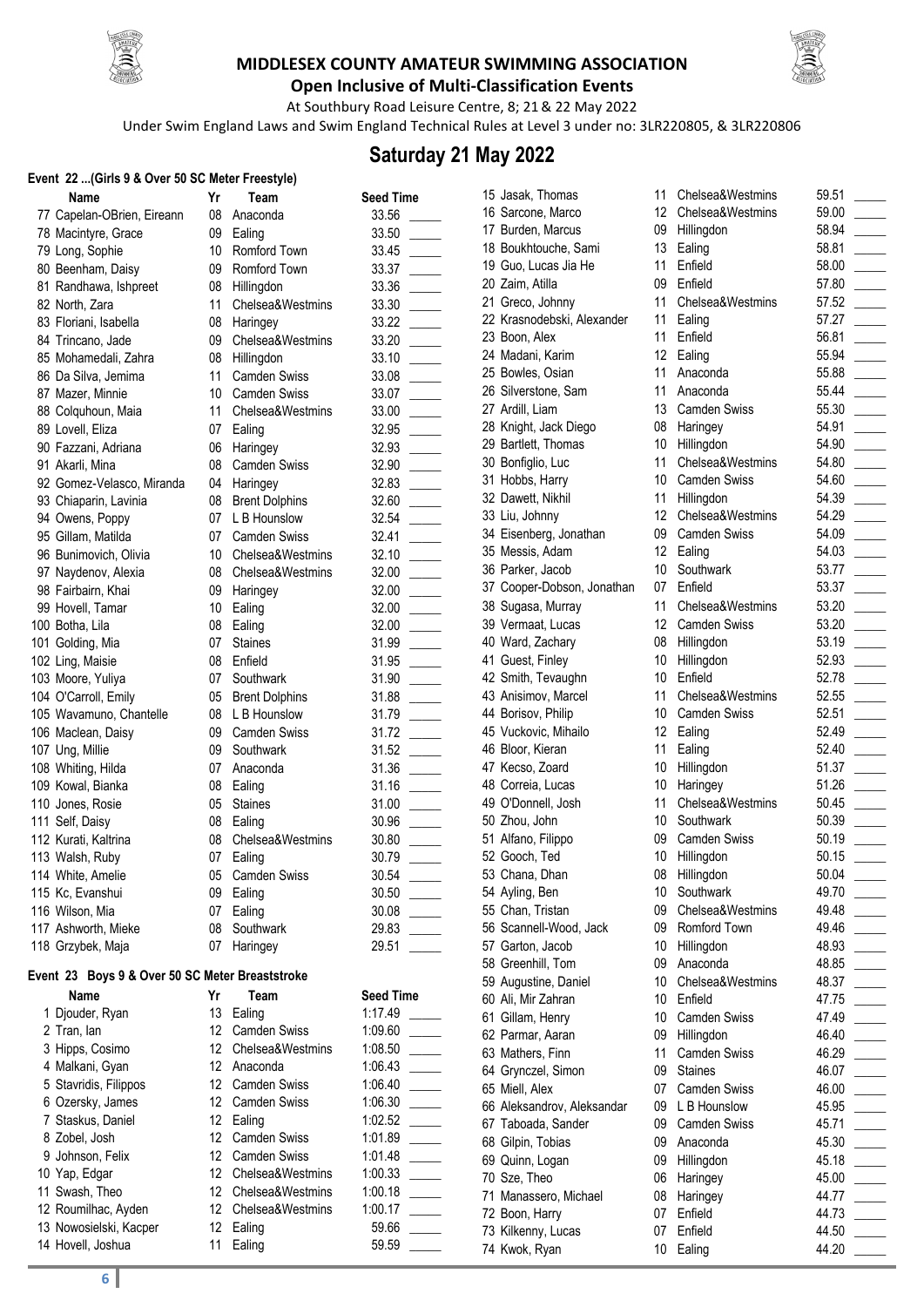**MIDDLESEX COUNTY AMATEUR SWIMMING ASSOCIATION**

**Open Inclusive of Multi-Classification Events**

At Southbury Road Leisure Centre, 8; 21 & 22 May 2022

Under Swim England Laws and Swim England Technical Rules at Level 3 under no: 3LR220805, & 3LR220806

# Saturday 21 May 2022

### Event 22 ...(Girls 9 & Over 50 SC Meter Freestyle)

| | Name | Yr | Team | Seed Time |
|---|---|---|---|---|
| 77 | Capelan-OBrien, Eireann | 08 | Anaconda | 33.56 |
| 78 | Macintyre, Grace | 09 | Ealing | 33.50 |
| 79 | Long, Sophie | 10 | Romford Town | 33.45 |
| 80 | Beenham, Daisy | 09 | Romford Town | 33.37 |
| 81 | Randhawa, Ishpreet | 08 | Hillingdon | 33.36 |
| 82 | North, Zara | 11 | Chelsea&Westmins | 33.30 |
| 83 | Floriani, Isabella | 08 | Haringey | 33.22 |
| 84 | Trincano, Jade | 09 | Chelsea&Westmins | 33.20 |
| 85 | Mohamedali, Zahra | 08 | Hillingdon | 33.10 |
| 86 | Da Silva, Jemima | 11 | Camden Swiss | 33.08 |
| 87 | Mazer, Minnie | 10 | Camden Swiss | 33.07 |
| 88 | Colquhoun, Maia | 11 | Chelsea&Westmins | 33.00 |
| 89 | Lovell, Eliza | 07 | Ealing | 32.95 |
| 90 | Fazzani, Adriana | 06 | Haringey | 32.93 |
| 91 | Akarli, Mina | 08 | Camden Swiss | 32.90 |
| 92 | Gomez-Velasco, Miranda | 04 | Haringey | 32.83 |
| 93 | Chiaparin, Lavinia | 08 | Brent Dolphins | 32.60 |
| 94 | Owens, Poppy | 07 | L B Hounslow | 32.54 |
| 95 | Gillam, Matilda | 07 | Camden Swiss | 32.41 |
| 96 | Bunimovich, Olivia | 10 | Chelsea&Westmins | 32.10 |
| 97 | Naydenov, Alexia | 08 | Chelsea&Westmins | 32.00 |
| 98 | Fairbairn, Khai | 09 | Haringey | 32.00 |
| 99 | Hovell, Tamar | 10 | Ealing | 32.00 |
| 100 | Botha, Lila | 08 | Ealing | 32.00 |
| 101 | Golding, Mia | 07 | Staines | 31.99 |
| 102 | Ling, Maisie | 08 | Enfield | 31.95 |
| 103 | Moore, Yuliya | 07 | Southwark | 31.90 |
| 104 | O'Carroll, Emily | 05 | Brent Dolphins | 31.88 |
| 105 | Wavamuno, Chantelle | 08 | L B Hounslow | 31.79 |
| 106 | Maclean, Daisy | 09 | Camden Swiss | 31.72 |
| 107 | Ung, Millie | 09 | Southwark | 31.52 |
| 108 | Whiting, Hilda | 07 | Anaconda | 31.36 |
| 109 | Kowal, Bianka | 08 | Ealing | 31.16 |
| 110 | Jones, Rosie | 05 | Staines | 31.00 |
| 111 | Self, Daisy | 08 | Ealing | 30.96 |
| 112 | Kurati, Kaltrina | 08 | Chelsea&Westmins | 30.80 |
| 113 | Walsh, Ruby | 07 | Ealing | 30.79 |
| 114 | White, Amelie | 05 | Camden Swiss | 30.54 |
| 115 | Kc, Evanshui | 09 | Ealing | 30.50 |
| 116 | Wilson, Mia | 07 | Ealing | 30.08 |
| 117 | Ashworth, Mieke | 08 | Southwark | 29.83 |
| 118 | Grzybek, Maja | 07 | Haringey | 29.51 |

### Event 23 Boys 9 & Over 50 SC Meter Breaststroke

| | Name | Yr | Team | Seed Time |
|---|---|---|---|---|
| 1 | Djouder, Ryan | 13 | Ealing | 1:17.49 |
| 2 | Tran, Ian | 12 | Camden Swiss | 1:09.60 |
| 3 | Hipps, Cosimo | 12 | Chelsea&Westmins | 1:08.50 |
| 4 | Malkani, Gyan | 12 | Anaconda | 1:06.43 |
| 5 | Stavridis, Filippos | 12 | Camden Swiss | 1:06.40 |
| 6 | Ozersky, James | 12 | Camden Swiss | 1:06.30 |
| 7 | Staskus, Daniel | 12 | Ealing | 1:02.52 |
| 8 | Zobel, Josh | 12 | Camden Swiss | 1:01.89 |
| 9 | Johnson, Felix | 12 | Camden Swiss | 1:01.48 |
| 10 | Yap, Edgar | 12 | Chelsea&Westmins | 1:00.33 |
| 11 | Swash, Theo | 12 | Chelsea&Westmins | 1:00.18 |
| 12 | Roumilhac, Ayden | 12 | Chelsea&Westmins | 1:00.17 |
| 13 | Nowosielski, Kacper | 12 | Ealing | 59.66 |
| 14 | Hovell, Joshua | 11 | Ealing | 59.59 |
| 15 | Jasak, Thomas | 11 | Chelsea&Westmins | 59.51 |
| 16 | Sarcone, Marco | 12 | Chelsea&Westmins | 59.00 |
| 17 | Burden, Marcus | 09 | Hillingdon | 58.94 |
| 18 | Boukhtouche, Sami | 13 | Ealing | 58.81 |
| 19 | Guo, Lucas Jia He | 11 | Enfield | 58.00 |
| 20 | Zaim, Atilla | 09 | Enfield | 57.80 |
| 21 | Greco, Johnny | 11 | Chelsea&Westmins | 57.52 |
| 22 | Krasnodebski, Alexander | 11 | Ealing | 57.27 |
| 23 | Boon, Alex | 11 | Enfield | 56.81 |
| 24 | Madani, Karim | 12 | Ealing | 55.94 |
| 25 | Bowles, Osian | 11 | Anaconda | 55.88 |
| 26 | Silverstone, Sam | 11 | Anaconda | 55.44 |
| 27 | Ardill, Liam | 13 | Camden Swiss | 55.30 |
| 28 | Knight, Jack Diego | 08 | Haringey | 54.91 |
| 29 | Bartlett, Thomas | 10 | Hillingdon | 54.90 |
| 30 | Bonfiglio, Luc | 11 | Chelsea&Westmins | 54.80 |
| 31 | Hobbs, Harry | 10 | Camden Swiss | 54.60 |
| 32 | Dawett, Nikhil | 11 | Hillingdon | 54.39 |
| 33 | Liu, Johnny | 12 | Chelsea&Westmins | 54.29 |
| 34 | Eisenberg, Jonathan | 09 | Camden Swiss | 54.09 |
| 35 | Messis, Adam | 12 | Ealing | 54.03 |
| 36 | Parker, Jacob | 10 | Southwark | 53.77 |
| 37 | Cooper-Dobson, Jonathan | 07 | Enfield | 53.37 |
| 38 | Sugasa, Murray | 11 | Chelsea&Westmins | 53.20 |
| 39 | Vermaat, Lucas | 12 | Camden Swiss | 53.20 |
| 40 | Ward, Zachary | 08 | Hillingdon | 53.19 |
| 41 | Guest, Finley | 10 | Hillingdon | 52.93 |
| 42 | Smith, Tevaughn | 10 | Enfield | 52.78 |
| 43 | Anisimov, Marcel | 11 | Chelsea&Westmins | 52.55 |
| 44 | Borisov, Philip | 10 | Camden Swiss | 52.51 |
| 45 | Vuckovic, Mihailo | 12 | Ealing | 52.49 |
| 46 | Bloor, Kieran | 11 | Ealing | 52.40 |
| 47 | Kecso, Zoard | 10 | Hillingdon | 51.37 |
| 48 | Correia, Lucas | 10 | Haringey | 51.26 |
| 49 | O'Donnell, Josh | 11 | Chelsea&Westmins | 50.45 |
| 50 | Zhou, John | 10 | Southwark | 50.39 |
| 51 | Alfano, Filippo | 09 | Camden Swiss | 50.19 |
| 52 | Gooch, Ted | 10 | Hillingdon | 50.15 |
| 53 | Chana, Dhan | 08 | Hillingdon | 50.04 |
| 54 | Ayling, Ben | 10 | Southwark | 49.70 |
| 55 | Chan, Tristan | 09 | Chelsea&Westmins | 49.48 |
| 56 | Scannell-Wood, Jack | 09 | Romford Town | 49.46 |
| 57 | Garton, Jacob | 10 | Hillingdon | 48.93 |
| 58 | Greenhill, Tom | 09 | Anaconda | 48.85 |
| 59 | Augustine, Daniel | 10 | Chelsea&Westmins | 48.37 |
| 60 | Ali, Mir Zahran | 10 | Enfield | 47.75 |
| 61 | Gillam, Henry | 10 | Camden Swiss | 47.49 |
| 62 | Parmar, Aaran | 09 | Hillingdon | 46.40 |
| 63 | Mathers, Finn | 11 | Camden Swiss | 46.29 |
| 64 | Grynczel, Simon | 09 | Staines | 46.07 |
| 65 | Miell, Alex | 07 | Camden Swiss | 46.00 |
| 66 | Aleksandrov, Aleksandar | 09 | L B Hounslow | 45.95 |
| 67 | Taboada, Sander | 09 | Camden Swiss | 45.71 |
| 68 | Gilpin, Tobias | 09 | Anaconda | 45.30 |
| 69 | Quinn, Logan | 09 | Hillingdon | 45.18 |
| 70 | Sze, Theo | 06 | Haringey | 45.00 |
| 71 | Manassero, Michael | 08 | Haringey | 44.77 |
| 72 | Boon, Harry | 07 | Enfield | 44.73 |
| 73 | Kilkenny, Lucas | 07 | Enfield | 44.50 |
| 74 | Kwok, Ryan | 10 | Ealing | 44.20 |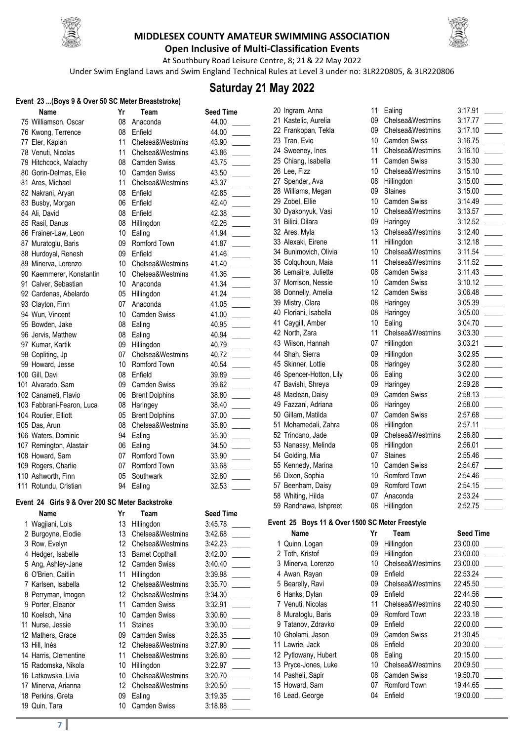# MIDDLESEX COUNTY AMATEUR SWIMMING ASSOCIATION

**Open Inclusive of Multi-Classification Events**

At Southbury Road Leisure Centre, 8; 21 & 22 May 2022

Under Swim England Laws and Swim England Technical Rules at Level 3 under no: 3LR220805, & 3LR220806

## Saturday 21 May 2022

### Event 23 ...(Boys 9 & Over 50 SC Meter Breaststroke)

| | Name | Yr | Team | Seed Time | |
|---|---|---|---|---|---|
| 75 | Williamson, Oscar | 08 | Anaconda | 44.00 | _____ |
| 76 | Kwong, Terrence | 08 | Enfield | 44.00 | _____ |
| 77 | Eler, Kaplan | 11 | Chelsea&Westmins | 43.90 | _____ |
| 78 | Venuti, Nicolas | 11 | Chelsea&Westmins | 43.86 | _____ |
| 79 | Hitchcock, Malachy | 08 | Camden Swiss | 43.75 | _____ |
| 80 | Gorin-Delmas, Elie | 10 | Camden Swiss | 43.50 | _____ |
| 81 | Ares, Michael | 11 | Chelsea&Westmins | 43.37 | _____ |
| 82 | Nakrani, Aryan | 08 | Enfield | 42.85 | _____ |
| 83 | Busby, Morgan | 06 | Enfield | 42.40 | _____ |
| 84 | Ali, David | 08 | Enfield | 42.38 | _____ |
| 85 | Rasil, Danus | 08 | Hillingdon | 42.26 | _____ |
| 86 | Frainer-Law, Leon | 10 | Ealing | 41.94 | _____ |
| 87 | Muratoglu, Baris | 09 | Romford Town | 41.87 | _____ |
| 88 | Hurdoyal, Renesh | 09 | Enfield | 41.46 | _____ |
| 89 | Minerva, Lorenzo | 10 | Chelsea&Westmins | 41.40 | _____ |
| 90 | Kaemmerer, Konstantin | 10 | Chelsea&Westmins | 41.36 | _____ |
| 91 | Calver, Sebastian | 10 | Anaconda | 41.34 | _____ |
| 92 | Cardenas, Abelardo | 05 | Hillingdon | 41.24 | _____ |
| 93 | Clayton, Finn | 07 | Anaconda | 41.05 | _____ |
| 94 | Wun, Vincent | 10 | Camden Swiss | 41.00 | _____ |
| 95 | Bowden, Jake | 08 | Ealing | 40.95 | _____ |
| 96 | Jervis, Matthew | 08 | Ealing | 40.94 | _____ |
| 97 | Kumar, Kartik | 09 | Hillingdon | 40.79 | _____ |
| 98 | Copliting, Jp | 07 | Chelsea&Westmins | 40.72 | _____ |
| 99 | Howard, Jesse | 10 | Romford Town | 40.54 | _____ |
| 100 | Gill, Davi | 08 | Enfield | 39.89 | _____ |
| 101 | Alvarado, Sam | 09 | Camden Swiss | 39.62 | _____ |
| 102 | Canameti, Flavio | 06 | Brent Dolphins | 38.80 | _____ |
| 103 | Fabbrani-Fearon, Luca | 08 | Haringey | 38.40 | _____ |
| 104 | Routier, Elliott | 05 | Brent Dolphins | 37.00 | _____ |
| 105 | Das, Arun | 08 | Chelsea&Westmins | 35.80 | _____ |
| 106 | Waters, Dominic | 94 | Ealing | 35.30 | _____ |
| 107 | Remington, Alastair | 06 | Ealing | 34.50 | _____ |
| 108 | Howard, Sam | 07 | Romford Town | 33.90 | _____ |
| 109 | Rogers, Charlie | 07 | Romford Town | 33.68 | _____ |
| 110 | Ashworth, Finn | 05 | Southwark | 32.80 | _____ |
| 111 | Rotundu, Cristian | 94 | Ealing | 32.53 | _____ |

### Event 24 Girls 9 & Over 200 SC Meter Backstroke

| | Name | Yr | Team | Seed Time | |
|---|---|---|---|---|---|
| 1 | Wagjiani, Lois | 13 | Hillingdon | 3:45.78 | _____ |
| 2 | Burgoyne, Elodie | 13 | Chelsea&Westmins | 3:42.68 | _____ |
| 3 | Row, Evelyn | 12 | Chelsea&Westmins | 3:42.23 | _____ |
| 4 | Hedger, Isabelle | 13 | Barnet Copthall | 3:42.00 | _____ |
| 5 | Ang, Ashley-Jane | 12 | Camden Swiss | 3:40.40 | _____ |
| 6 | O'Brien, Caitlin | 11 | Hillingdon | 3:39.98 | _____ |
| 7 | Karlsen, Isabella | 12 | Chelsea&Westmins | 3:35.70 | _____ |
| 8 | Perryman, Imogen | 12 | Chelsea&Westmins | 3:34.30 | _____ |
| 9 | Porter, Eleanor | 11 | Camden Swiss | 3:32.91 | _____ |
| 10 | Koelsch, Nina | 10 | Camden Swiss | 3:30.60 | _____ |
| 11 | Nurse, Jessie | 11 | Staines | 3:30.00 | _____ |
| 12 | Mathers, Grace | 09 | Camden Swiss | 3:28.35 | _____ |
| 13 | Hill, Inès | 12 | Chelsea&Westmins | 3:27.90 | _____ |
| 14 | Harris, Clementine | 11 | Chelsea&Westmins | 3:26.60 | _____ |
| 15 | Radomska, Nikola | 10 | Hillingdon | 3:22.97 | _____ |
| 16 | Latkowska, Livia | 10 | Chelsea&Westmins | 3:20.70 | _____ |
| 17 | Minerva, Arianna | 12 | Chelsea&Westmins | 3:20.50 | _____ |
| 18 | Perkins, Greta | 09 | Ealing | 3:19.35 | _____ |
| 19 | Quin, Tara | 10 | Camden Swiss | 3:18.88 | _____ |
| 20 | Ingram, Anna | 11 | Ealing | 3:17.91 | _____ |
| 21 | Kastelic, Aurelia | 09 | Chelsea&Westmins | 3:17.77 | _____ |
| 22 | Frankopan, Tekla | 09 | Chelsea&Westmins | 3:17.10 | _____ |
| 23 | Tran, Evie | 10 | Camden Swiss | 3:16.75 | _____ |
| 24 | Sweeney, Ines | 11 | Chelsea&Westmins | 3:16.10 | _____ |
| 25 | Chiang, Isabella | 11 | Camden Swiss | 3:15.30 | _____ |
| 26 | Lee, Fizz | 10 | Chelsea&Westmins | 3:15.10 | _____ |
| 27 | Spender, Ava | 08 | Hillingdon | 3:15.00 | _____ |
| 28 | Williams, Megan | 09 | Staines | 3:15.00 | _____ |
| 29 | Zobel, Ellie | 10 | Camden Swiss | 3:14.49 | _____ |
| 30 | Dyakonyuk, Vasi | 10 | Chelsea&Westmins | 3:13.57 | _____ |
| 31 | Bilici, Dilara | 09 | Haringey | 3:12.52 | _____ |
| 32 | Ares, Myla | 13 | Chelsea&Westmins | 3:12.40 | _____ |
| 33 | Alexaki, Eirene | 11 | Hillingdon | 3:12.18 | _____ |
| 34 | Bunimovich, Olivia | 10 | Chelsea&Westmins | 3:11.54 | _____ |
| 35 | Colquhoun, Maia | 11 | Chelsea&Westmins | 3:11.52 | _____ |
| 36 | Lemaitre, Juliette | 08 | Camden Swiss | 3:11.43 | _____ |
| 37 | Morrison, Nessie | 10 | Camden Swiss | 3:10.12 | _____ |
| 38 | Donnelly, Amelia | 12 | Camden Swiss | 3:06.48 | _____ |
| 39 | Mistry, Clara | 08 | Haringey | 3:05.39 | _____ |
| 40 | Floriani, Isabella | 08 | Haringey | 3:05.00 | _____ |
| 41 | Caygill, Amber | 10 | Ealing | 3:04.70 | _____ |
| 42 | North, Zara | 11 | Chelsea&Westmins | 3:03.30 | _____ |
| 43 | Wilson, Hannah | 07 | Hillingdon | 3:03.21 | _____ |
| 44 | Shah, Sierra | 09 | Hillingdon | 3:02.95 | _____ |
| 45 | Skinner, Lottie | 08 | Haringey | 3:02.80 | _____ |
| 46 | Spencer-Hotton, Lily | 06 | Ealing | 3:02.00 | _____ |
| 47 | Bavishi, Shreya | 09 | Haringey | 2:59.28 | _____ |
| 48 | Maclean, Daisy | 09 | Camden Swiss | 2:58.13 | _____ |
| 49 | Fazzani, Adriana | 06 | Haringey | 2:58.00 | _____ |
| 50 | Gillam, Matilda | 07 | Camden Swiss | 2:57.68 | _____ |
| 51 | Mohamedali, Zahra | 08 | Hillingdon | 2:57.11 | _____ |
| 52 | Trincano, Jade | 09 | Chelsea&Westmins | 2:56.80 | _____ |
| 53 | Nanassy, Melinda | 08 | Hillingdon | 2:56.01 | _____ |
| 54 | Golding, Mia | 07 | Staines | 2:55.46 | _____ |
| 55 | Kennedy, Marina | 10 | Camden Swiss | 2:54.67 | _____ |
| 56 | Dixon, Sophia | 10 | Romford Town | 2:54.46 | _____ |
| 57 | Beenham, Daisy | 09 | Romford Town | 2:54.15 | _____ |
| 58 | Whiting, Hilda | 07 | Anaconda | 2:53.24 | _____ |
| 59 | Randhawa, Ishpreet | 08 | Hillingdon | 2:52.75 | _____ |

### Event 25 Boys 11 & Over 1500 SC Meter Freestyle

| | Name | Yr | Team | Seed Time | |
|---|---|---|---|---|---|
| 1 | Quinn, Logan | 09 | Hillingdon | 23:00.00 | _____ |
| 2 | Toth, Kristof | 09 | Hillingdon | 23:00.00 | _____ |
| 3 | Minerva, Lorenzo | 10 | Chelsea&Westmins | 23:00.00 | _____ |
| 4 | Awan, Rayan | 09 | Enfield | 22:53.24 | _____ |
| 5 | Bearelly, Ravi | 09 | Chelsea&Westmins | 22:45.50 | _____ |
| 6 | Hanks, Dylan | 09 | Enfield | 22:44.56 | _____ |
| 7 | Venuti, Nicolas | 11 | Chelsea&Westmins | 22:40.50 | _____ |
| 8 | Muratoglu, Baris | 09 | Romford Town | 22:33.18 | _____ |
| 9 | Tatanov, Zdravko | 09 | Enfield | 22:00.00 | _____ |
| 10 | Gholami, Jason | 09 | Camden Swiss | 21:30.45 | _____ |
| 11 | Lawrie, Jack | 08 | Enfield | 20:30.00 | _____ |
| 12 | Pytlowany, Hubert | 08 | Ealing | 20:15.00 | _____ |
| 13 | Pryce-Jones, Luke | 10 | Chelsea&Westmins | 20:09.50 | _____ |
| 14 | Pasheli, Sapir | 08 | Camden Swiss | 19:50.70 | _____ |
| 15 | Howard, Sam | 07 | Romford Town | 19:44.65 | _____ |
| 16 | Lead, George | 04 | Enfield | 19:00.00 | _____ |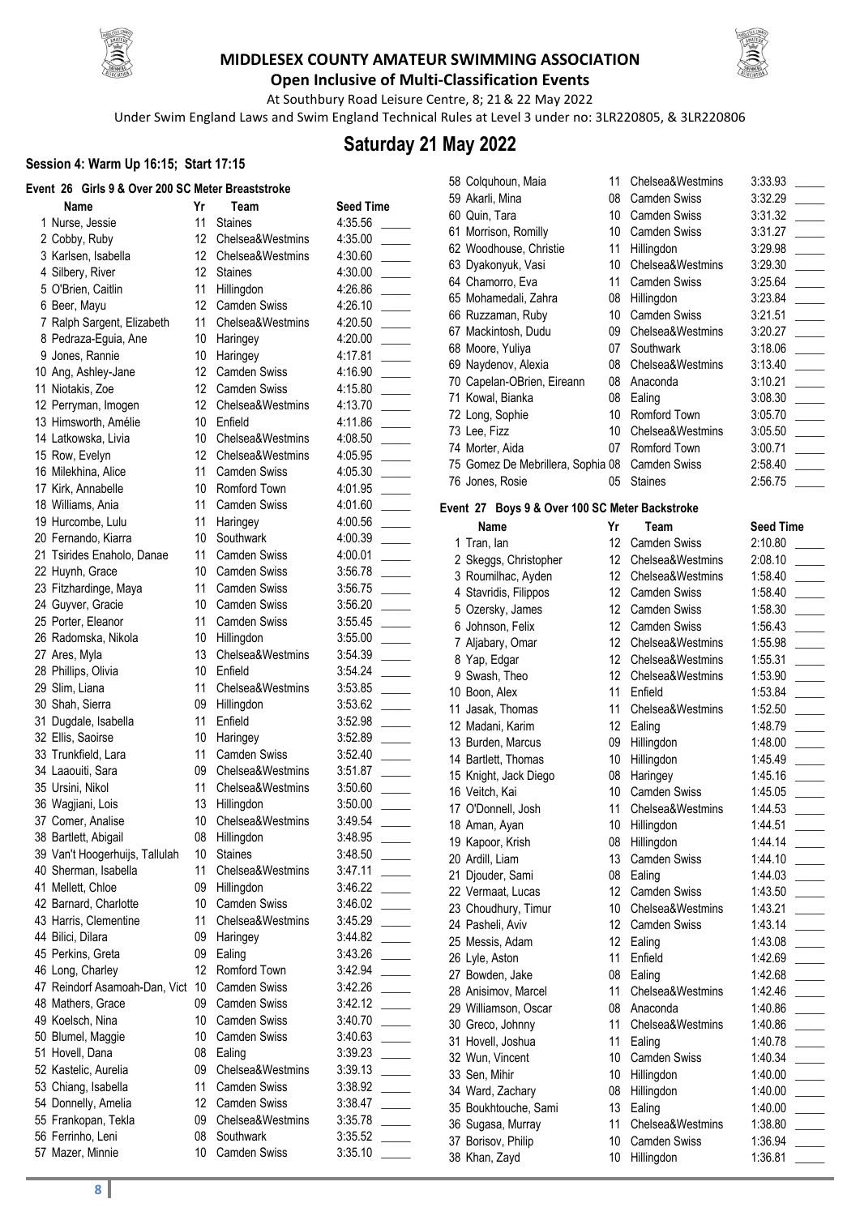# MIDDLESEX COUNTY AMATEUR SWIMMING ASSOCIATION

## Open Inclusive of Multi-Classification Events

At Southbury Road Leisure Centre, 8; 21 & 22 May 2022

Under Swim England Laws and Swim England Technical Rules at Level 3 under no: 3LR220805, & 3LR220806

# Saturday 21 May 2022

### Session 4: Warm Up 16:15; Start 17:15

### Event 26 Girls 9 & Over 200 SC Meter Breaststroke

| | Name | Yr | Team | Seed Time |
|---|---|---|---|---|
| 1 | Nurse, Jessie | 11 | Staines | 4:35.56 |
| 2 | Cobby, Ruby | 12 | Chelsea&Westmins | 4:35.00 |
| 3 | Karlsen, Isabella | 12 | Chelsea&Westmins | 4:30.60 |
| 4 | Silbery, River | 12 | Staines | 4:30.00 |
| 5 | O'Brien, Caitlin | 11 | Hillingdon | 4:26.86 |
| 6 | Beer, Mayu | 12 | Camden Swiss | 4:26.10 |
| 7 | Ralph Sargent, Elizabeth | 11 | Chelsea&Westmins | 4:20.50 |
| 8 | Pedraza-Eguia, Ane | 10 | Haringey | 4:20.00 |
| 9 | Jones, Rannie | 10 | Haringey | 4:17.81 |
| 10 | Ang, Ashley-Jane | 12 | Camden Swiss | 4:16.90 |
| 11 | Niotakis, Zoe | 12 | Camden Swiss | 4:15.80 |
| 12 | Perryman, Imogen | 12 | Chelsea&Westmins | 4:13.70 |
| 13 | Himsworth, Amélie | 10 | Enfield | 4:11.86 |
| 14 | Latkowska, Livia | 10 | Chelsea&Westmins | 4:08.50 |
| 15 | Row, Evelyn | 12 | Chelsea&Westmins | 4:05.95 |
| 16 | Milekhina, Alice | 11 | Camden Swiss | 4:05.30 |
| 17 | Kirk, Annabelle | 10 | Romford Town | 4:01.95 |
| 18 | Williams, Ania | 11 | Camden Swiss | 4:01.60 |
| 19 | Hurcombe, Lulu | 11 | Haringey | 4:00.56 |
| 20 | Fernando, Kiarra | 10 | Southwark | 4:00.39 |
| 21 | Tsirides Enaholo, Danae | 11 | Camden Swiss | 4:00.01 |
| 22 | Huynh, Grace | 10 | Camden Swiss | 3:56.78 |
| 23 | Fitzhardinge, Maya | 11 | Camden Swiss | 3:56.75 |
| 24 | Guyver, Gracie | 10 | Camden Swiss | 3:56.20 |
| 25 | Porter, Eleanor | 11 | Camden Swiss | 3:55.45 |
| 26 | Radomska, Nikola | 10 | Hillingdon | 3:55.00 |
| 27 | Ares, Myla | 13 | Chelsea&Westmins | 3:54.39 |
| 28 | Phillips, Olivia | 10 | Enfield | 3:54.24 |
| 29 | Slim, Liana | 11 | Chelsea&Westmins | 3:53.85 |
| 30 | Shah, Sierra | 09 | Hillingdon | 3:53.62 |
| 31 | Dugdale, Isabella | 11 | Enfield | 3:52.98 |
| 32 | Ellis, Saoirse | 10 | Haringey | 3:52.89 |
| 33 | Trunkfield, Lara | 11 | Camden Swiss | 3:52.40 |
| 34 | Laaouiti, Sara | 09 | Chelsea&Westmins | 3:51.87 |
| 35 | Ursini, Nikol | 11 | Chelsea&Westmins | 3:50.60 |
| 36 | Wagjiani, Lois | 13 | Hillingdon | 3:50.00 |
| 37 | Comer, Analise | 10 | Chelsea&Westmins | 3:49.54 |
| 38 | Bartlett, Abigail | 08 | Hillingdon | 3:48.95 |
| 39 | Van't Hoogerhuijs, Tallulah | 10 | Staines | 3:48.50 |
| 40 | Sherman, Isabella | 11 | Chelsea&Westmins | 3:47.11 |
| 41 | Mellett, Chloe | 09 | Hillingdon | 3:46.22 |
| 42 | Barnard, Charlotte | 10 | Camden Swiss | 3:46.02 |
| 43 | Harris, Clementine | 11 | Chelsea&Westmins | 3:45.29 |
| 44 | Bilici, Dilara | 09 | Haringey | 3:44.82 |
| 45 | Perkins, Greta | 09 | Ealing | 3:43.26 |
| 46 | Long, Charley | 12 | Romford Town | 3:42.94 |
| 47 | Reindorf Asamoah-Dan, Vict | 10 | Camden Swiss | 3:42.26 |
| 48 | Mathers, Grace | 09 | Camden Swiss | 3:42.12 |
| 49 | Koelsch, Nina | 10 | Camden Swiss | 3:40.70 |
| 50 | Blumel, Maggie | 10 | Camden Swiss | 3:40.63 |
| 51 | Hovell, Dana | 08 | Ealing | 3:39.23 |
| 52 | Kastelic, Aurelia | 09 | Chelsea&Westmins | 3:39.13 |
| 53 | Chiang, Isabella | 11 | Camden Swiss | 3:38.92 |
| 54 | Donnelly, Amelia | 12 | Camden Swiss | 3:38.47 |
| 55 | Frankopan, Tekla | 09 | Chelsea&Westmins | 3:35.78 |
| 56 | Ferrinho, Leni | 08 | Southwark | 3:35.52 |
| 57 | Mazer, Minnie | 10 | Camden Swiss | 3:35.10 |
| 58 | Colquhoun, Maia | 11 | Chelsea&Westmins | 3:33.93 |
| 59 | Akarli, Mina | 08 | Camden Swiss | 3:32.29 |
| 60 | Quin, Tara | 10 | Camden Swiss | 3:31.32 |
| 61 | Morrison, Romilly | 10 | Camden Swiss | 3:31.27 |
| 62 | Woodhouse, Christie | 11 | Hillingdon | 3:29.98 |
| 63 | Dyakonyuk, Vasi | 10 | Chelsea&Westmins | 3:29.30 |
| 64 | Chamorro, Eva | 11 | Camden Swiss | 3:25.64 |
| 65 | Mohamedali, Zahra | 08 | Hillingdon | 3:23.84 |
| 66 | Ruzzaman, Ruby | 10 | Camden Swiss | 3:21.51 |
| 67 | Mackintosh, Dudu | 09 | Chelsea&Westmins | 3:20.27 |
| 68 | Moore, Yuliya | 07 | Southwark | 3:18.06 |
| 69 | Naydenov, Alexia | 08 | Chelsea&Westmins | 3:13.40 |
| 70 | Capelan-OBrien, Eireann | 08 | Anaconda | 3:10.21 |
| 71 | Kowal, Bianka | 08 | Ealing | 3:08.30 |
| 72 | Long, Sophie | 10 | Romford Town | 3:05.70 |
| 73 | Lee, Fizz | 10 | Chelsea&Westmins | 3:05.50 |
| 74 | Morter, Aida | 07 | Romford Town | 3:00.71 |
| 75 | Gomez De Mebrillera, Sophia | 08 | Camden Swiss | 2:58.40 |
| 76 | Jones, Rosie | 05 | Staines | 2:56.75 |

### Event 27 Boys 9 & Over 100 SC Meter Backstroke

| | Name | Yr | Team | Seed Time |
|---|---|---|---|---|
| 1 | Tran, Ian | 12 | Camden Swiss | 2:10.80 |
| 2 | Skeggs, Christopher | 12 | Chelsea&Westmins | 2:08.10 |
| 3 | Roumilhac, Ayden | 12 | Chelsea&Westmins | 1:58.40 |
| 4 | Stavridis, Filippos | 12 | Camden Swiss | 1:58.40 |
| 5 | Ozersky, James | 12 | Camden Swiss | 1:58.30 |
| 6 | Johnson, Felix | 12 | Camden Swiss | 1:56.43 |
| 7 | Aljabary, Omar | 12 | Chelsea&Westmins | 1:55.98 |
| 8 | Yap, Edgar | 12 | Chelsea&Westmins | 1:55.31 |
| 9 | Swash, Theo | 12 | Chelsea&Westmins | 1:53.90 |
| 10 | Boon, Alex | 11 | Enfield | 1:53.84 |
| 11 | Jasak, Thomas | 11 | Chelsea&Westmins | 1:52.50 |
| 12 | Madani, Karim | 12 | Ealing | 1:48.79 |
| 13 | Burden, Marcus | 09 | Hillingdon | 1:48.00 |
| 14 | Bartlett, Thomas | 10 | Hillingdon | 1:45.49 |
| 15 | Knight, Jack Diego | 08 | Haringey | 1:45.16 |
| 16 | Veitch, Kai | 10 | Camden Swiss | 1:45.05 |
| 17 | O'Donnell, Josh | 11 | Chelsea&Westmins | 1:44.53 |
| 18 | Aman, Ayan | 10 | Hillingdon | 1:44.51 |
| 19 | Kapoor, Krish | 08 | Hillingdon | 1:44.14 |
| 20 | Ardill, Liam | 13 | Camden Swiss | 1:44.10 |
| 21 | Djouder, Sami | 08 | Ealing | 1:44.03 |
| 22 | Vermaat, Lucas | 12 | Camden Swiss | 1:43.50 |
| 23 | Choudhury, Timur | 10 | Chelsea&Westmins | 1:43.21 |
| 24 | Pasheli, Aviv | 12 | Camden Swiss | 1:43.14 |
| 25 | Messis, Adam | 12 | Ealing | 1:43.08 |
| 26 | Lyle, Aston | 11 | Enfield | 1:42.69 |
| 27 | Bowden, Jake | 08 | Ealing | 1:42.68 |
| 28 | Anisimov, Marcel | 11 | Chelsea&Westmins | 1:42.46 |
| 29 | Williamson, Oscar | 08 | Anaconda | 1:40.86 |
| 30 | Greco, Johnny | 11 | Chelsea&Westmins | 1:40.86 |
| 31 | Hovell, Joshua | 11 | Ealing | 1:40.78 |
| 32 | Wun, Vincent | 10 | Camden Swiss | 1:40.34 |
| 33 | Sen, Mihir | 10 | Hillingdon | 1:40.00 |
| 34 | Ward, Zachary | 08 | Hillingdon | 1:40.00 |
| 35 | Boukhtouche, Sami | 13 | Ealing | 1:40.00 |
| 36 | Sugasa, Murray | 11 | Chelsea&Westmins | 1:38.80 |
| 37 | Borisov, Philip | 10 | Camden Swiss | 1:36.94 |
| 38 | Khan, Zayd | 10 | Hillingdon | 1:36.81 |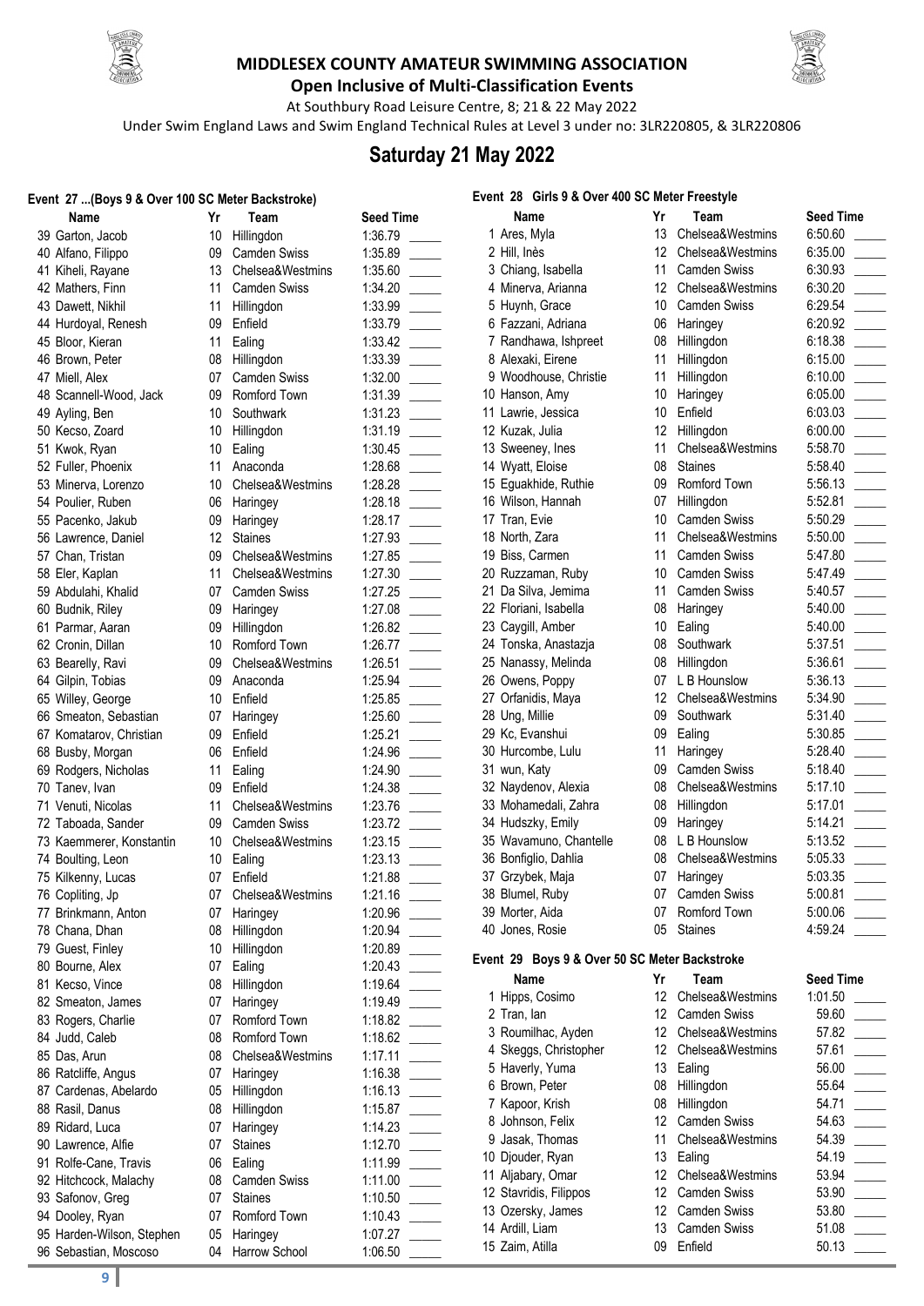# MIDDLESEX COUNTY AMATEUR SWIMMING ASSOCIATION

**Open Inclusive of Multi-Classification Events**

At Southbury Road Leisure Centre, 8; 21 & 22 May 2022

Under Swim England Laws and Swim England Technical Rules at Level 3 under no: 3LR220805, & 3LR220806

## Saturday 21 May 2022

### Event 27 ...(Boys 9 & Over 100 SC Meter Backstroke)

| Name | Yr | Team | Seed Time |
|---|---|---|---|
| 39 Garton, Jacob | 10 | Hillingdon | 1:36.79 |
| 40 Alfano, Filippo | 09 | Camden Swiss | 1:35.89 |
| 41 Kiheli, Rayane | 13 | Chelsea&Westmins | 1:35.60 |
| 42 Mathers, Finn | 11 | Camden Swiss | 1:34.20 |
| 43 Dawett, Nikhil | 11 | Hillingdon | 1:33.99 |
| 44 Hurdoyal, Renesh | 09 | Enfield | 1:33.79 |
| 45 Bloor, Kieran | 11 | Ealing | 1:33.42 |
| 46 Brown, Peter | 08 | Hillingdon | 1:33.39 |
| 47 Miell, Alex | 07 | Camden Swiss | 1:32.00 |
| 48 Scannell-Wood, Jack | 09 | Romford Town | 1:31.39 |
| 49 Ayling, Ben | 10 | Southwark | 1:31.23 |
| 50 Kecso, Zoard | 10 | Hillingdon | 1:31.19 |
| 51 Kwok, Ryan | 10 | Ealing | 1:30.45 |
| 52 Fuller, Phoenix | 11 | Anaconda | 1:28.68 |
| 53 Minerva, Lorenzo | 10 | Chelsea&Westmins | 1:28.28 |
| 54 Poulier, Ruben | 06 | Haringey | 1:28.18 |
| 55 Pacenko, Jakub | 09 | Haringey | 1:28.17 |
| 56 Lawrence, Daniel | 12 | Staines | 1:27.93 |
| 57 Chan, Tristan | 09 | Chelsea&Westmins | 1:27.85 |
| 58 Eler, Kaplan | 11 | Chelsea&Westmins | 1:27.30 |
| 59 Abdulahi, Khalid | 07 | Camden Swiss | 1:27.25 |
| 60 Budnik, Riley | 09 | Haringey | 1:27.08 |
| 61 Parmar, Aaran | 09 | Hillingdon | 1:26.82 |
| 62 Cronin, Dillan | 10 | Romford Town | 1:26.77 |
| 63 Bearelly, Ravi | 09 | Chelsea&Westmins | 1:26.51 |
| 64 Gilpin, Tobias | 09 | Anaconda | 1:25.94 |
| 65 Willey, George | 10 | Enfield | 1:25.85 |
| 66 Smeaton, Sebastian | 07 | Haringey | 1:25.60 |
| 67 Komatarov, Christian | 09 | Enfield | 1:25.21 |
| 68 Busby, Morgan | 06 | Enfield | 1:24.96 |
| 69 Rodgers, Nicholas | 11 | Ealing | 1:24.90 |
| 70 Tanev, Ivan | 09 | Enfield | 1:24.38 |
| 71 Venuti, Nicolas | 11 | Chelsea&Westmins | 1:23.76 |
| 72 Taboada, Sander | 09 | Camden Swiss | 1:23.72 |
| 73 Kaemmerer, Konstantin | 10 | Chelsea&Westmins | 1:23.15 |
| 74 Boulting, Leon | 10 | Ealing | 1:23.13 |
| 75 Kilkenny, Lucas | 07 | Enfield | 1:21.88 |
| 76 Copliting, Jp | 07 | Chelsea&Westmins | 1:21.16 |
| 77 Brinkmann, Anton | 07 | Haringey | 1:20.96 |
| 78 Chana, Dhan | 08 | Hillingdon | 1:20.94 |
| 79 Guest, Finley | 10 | Hillingdon | 1:20.89 |
| 80 Bourne, Alex | 07 | Ealing | 1:20.43 |
| 81 Kecso, Vince | 08 | Hillingdon | 1:19.64 |
| 82 Smeaton, James | 07 | Haringey | 1:19.49 |
| 83 Rogers, Charlie | 07 | Romford Town | 1:18.82 |
| 84 Judd, Caleb | 08 | Romford Town | 1:18.62 |
| 85 Das, Arun | 08 | Chelsea&Westmins | 1:17.11 |
| 86 Ratcliffe, Angus | 07 | Haringey | 1:16.38 |
| 87 Cardenas, Abelardo | 05 | Hillingdon | 1:16.13 |
| 88 Rasil, Danus | 08 | Hillingdon | 1:15.87 |
| 89 Ridard, Luca | 07 | Haringey | 1:14.23 |
| 90 Lawrence, Alfie | 07 | Staines | 1:12.70 |
| 91 Rolfe-Cane, Travis | 06 | Ealing | 1:11.99 |
| 92 Hitchcock, Malachy | 08 | Camden Swiss | 1:11.00 |
| 93 Safonov, Greg | 07 | Staines | 1:10.50 |
| 94 Dooley, Ryan | 07 | Romford Town | 1:10.43 |
| 95 Harden-Wilson, Stephen | 05 | Haringey | 1:07.27 |
| 96 Sebastian, Moscoso | 04 | Harrow School | 1:06.50 |

### Event 28 Girls 9 & Over 400 SC Meter Freestyle

| Name | Yr | Team | Seed Time |
|---|---|---|---|
| 1 Ares, Myla | 13 | Chelsea&Westmins | 6:50.60 |
| 2 Hill, Inès | 12 | Chelsea&Westmins | 6:35.00 |
| 3 Chiang, Isabella | 11 | Camden Swiss | 6:30.93 |
| 4 Minerva, Arianna | 12 | Chelsea&Westmins | 6:30.20 |
| 5 Huynh, Grace | 10 | Camden Swiss | 6:29.54 |
| 6 Fazzani, Adriana | 06 | Haringey | 6:20.92 |
| 7 Randhawa, Ishpreet | 08 | Hillingdon | 6:18.38 |
| 8 Alexaki, Eirene | 11 | Hillingdon | 6:15.00 |
| 9 Woodhouse, Christie | 11 | Hillingdon | 6:10.00 |
| 10 Hanson, Amy | 10 | Haringey | 6:05.00 |
| 11 Lawrie, Jessica | 10 | Enfield | 6:03.03 |
| 12 Kuzak, Julia | 12 | Hillingdon | 6:00.00 |
| 13 Sweeney, Ines | 11 | Chelsea&Westmins | 5:58.70 |
| 14 Wyatt, Eloise | 08 | Staines | 5:58.40 |
| 15 Eguakhide, Ruthie | 09 | Romford Town | 5:56.13 |
| 16 Wilson, Hannah | 07 | Hillingdon | 5:52.81 |
| 17 Tran, Evie | 10 | Camden Swiss | 5:50.29 |
| 18 North, Zara | 11 | Chelsea&Westmins | 5:50.00 |
| 19 Biss, Carmen | 11 | Camden Swiss | 5:47.80 |
| 20 Ruzzaman, Ruby | 10 | Camden Swiss | 5:47.49 |
| 21 Da Silva, Jemima | 11 | Camden Swiss | 5:40.57 |
| 22 Floriani, Isabella | 08 | Haringey | 5:40.00 |
| 23 Caygill, Amber | 10 | Ealing | 5:40.00 |
| 24 Tonska, Anastazja | 08 | Southwark | 5:37.51 |
| 25 Nanassy, Melinda | 08 | Hillingdon | 5:36.61 |
| 26 Owens, Poppy | 07 | L B Hounslow | 5:36.13 |
| 27 Orfanidis, Maya | 12 | Chelsea&Westmins | 5:34.90 |
| 28 Ung, Millie | 09 | Southwark | 5:31.40 |
| 29 Kc, Evanshui | 09 | Ealing | 5:30.85 |
| 30 Hurcombe, Lulu | 11 | Haringey | 5:28.40 |
| 31 wun, Katy | 09 | Camden Swiss | 5:18.40 |
| 32 Naydenov, Alexia | 08 | Chelsea&Westmins | 5:17.10 |
| 33 Mohamedali, Zahra | 08 | Hillingdon | 5:17.01 |
| 34 Hudszky, Emily | 09 | Haringey | 5:14.21 |
| 35 Wavamuno, Chantelle | 08 | L B Hounslow | 5:13.52 |
| 36 Bonfiglio, Dahlia | 08 | Chelsea&Westmins | 5:05.33 |
| 37 Grzybek, Maja | 07 | Haringey | 5:03.35 |
| 38 Blumel, Ruby | 07 | Camden Swiss | 5:00.81 |
| 39 Morter, Aida | 07 | Romford Town | 5:00.06 |
| 40 Jones, Rosie | 05 | Staines | 4:59.24 |

### Event 29 Boys 9 & Over 50 SC Meter Backstroke

| Name | Yr | Team | Seed Time |
|---|---|---|---|
| 1 Hipps, Cosimo | 12 | Chelsea&Westmins | 1:01.50 |
| 2 Tran, Ian | 12 | Camden Swiss | 59.60 |
| 3 Roumilhac, Ayden | 12 | Chelsea&Westmins | 57.82 |
| 4 Skeggs, Christopher | 12 | Chelsea&Westmins | 57.61 |
| 5 Haverly, Yuma | 13 | Ealing | 56.00 |
| 6 Brown, Peter | 08 | Hillingdon | 55.64 |
| 7 Kapoor, Krish | 08 | Hillingdon | 54.71 |
| 8 Johnson, Felix | 12 | Camden Swiss | 54.63 |
| 9 Jasak, Thomas | 11 | Chelsea&Westmins | 54.39 |
| 10 Djouder, Ryan | 13 | Ealing | 54.19 |
| 11 Aljabary, Omar | 12 | Chelsea&Westmins | 53.94 |
| 12 Stavridis, Filippos | 12 | Camden Swiss | 53.90 |
| 13 Ozersky, James | 12 | Camden Swiss | 53.80 |
| 14 Ardill, Liam | 13 | Camden Swiss | 51.08 |
| 15 Zaim, Atilla | 09 | Enfield | 50.13 |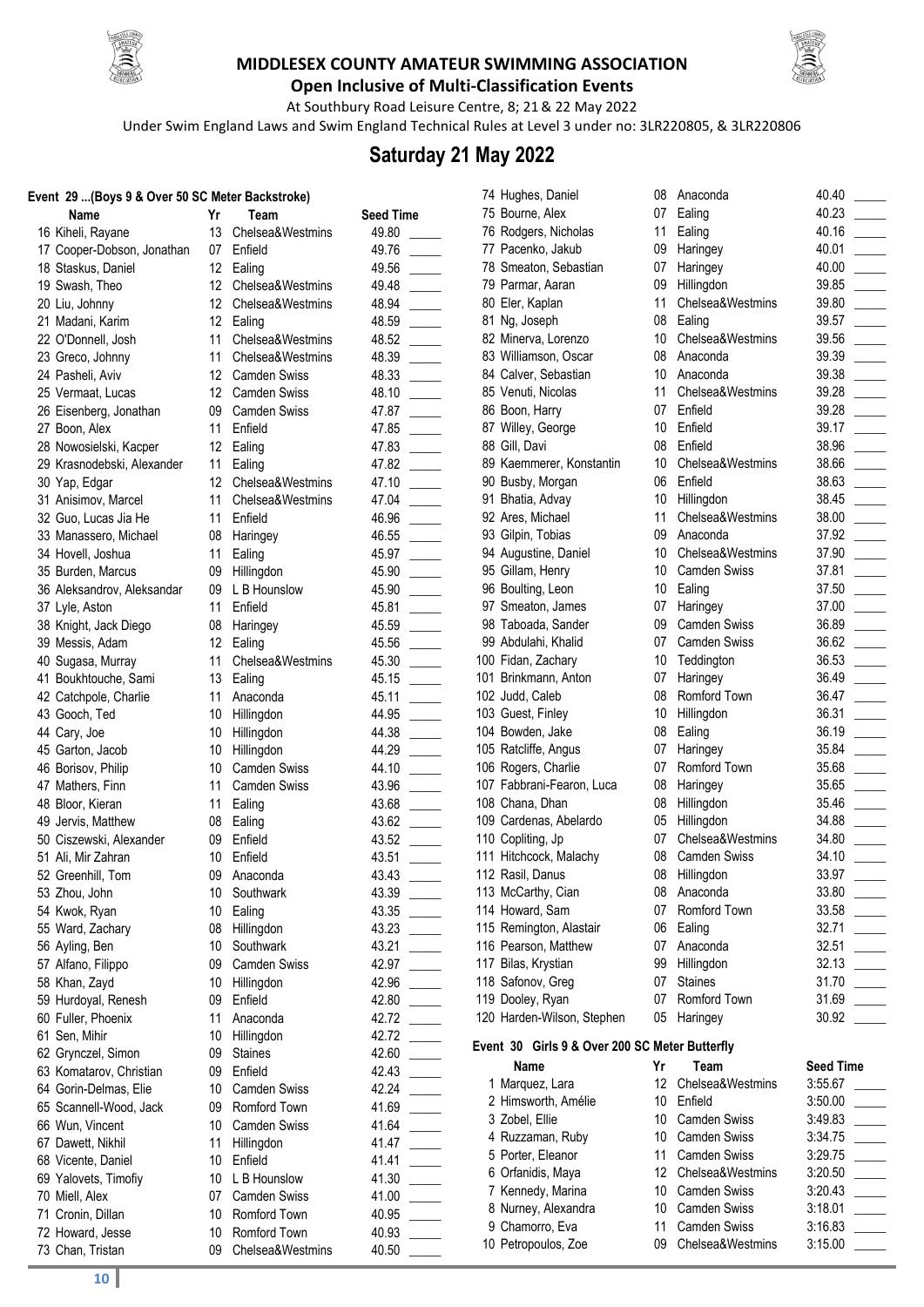## MIDDLESEX COUNTY AMATEUR SWIMMING ASSOCIATION

### Open Inclusive of Multi-Classification Events

At Southbury Road Leisure Centre, 8; 21 & 22 May 2022

Under Swim England Laws and Swim England Technical Rules at Level 3 under no: 3LR220805, & 3LR220806

# Saturday 21 May 2022

### Event 29 ...(Boys 9 & Over 50 SC Meter Backstroke)

| | Name | Yr | Team | Seed Time |
|---|---|---|---|---|
| 16 | Kiheli, Rayane | 13 | Chelsea&Westmins | 49.80 |
| 17 | Cooper-Dobson, Jonathan | 07 | Enfield | 49.76 |
| 18 | Staskus, Daniel | 12 | Ealing | 49.56 |
| 19 | Swash, Theo | 12 | Chelsea&Westmins | 49.48 |
| 20 | Liu, Johnny | 12 | Chelsea&Westmins | 48.94 |
| 21 | Madani, Karim | 12 | Ealing | 48.59 |
| 22 | O'Donnell, Josh | 11 | Chelsea&Westmins | 48.52 |
| 23 | Greco, Johnny | 11 | Chelsea&Westmins | 48.39 |
| 24 | Pasheli, Aviv | 12 | Camden Swiss | 48.33 |
| 25 | Vermaat, Lucas | 12 | Camden Swiss | 48.10 |
| 26 | Eisenberg, Jonathan | 09 | Camden Swiss | 47.87 |
| 27 | Boon, Alex | 11 | Enfield | 47.85 |
| 28 | Nowosielski, Kacper | 12 | Ealing | 47.83 |
| 29 | Krasnodebski, Alexander | 11 | Ealing | 47.82 |
| 30 | Yap, Edgar | 12 | Chelsea&Westmins | 47.10 |
| 31 | Anisimov, Marcel | 11 | Chelsea&Westmins | 47.04 |
| 32 | Guo, Lucas Jia He | 11 | Enfield | 46.96 |
| 33 | Manassero, Michael | 08 | Haringey | 46.55 |
| 34 | Hovell, Joshua | 11 | Ealing | 45.97 |
| 35 | Burden, Marcus | 09 | Hillingdon | 45.90 |
| 36 | Aleksandrov, Aleksandar | 09 | L B Hounslow | 45.90 |
| 37 | Lyle, Aston | 11 | Enfield | 45.81 |
| 38 | Knight, Jack Diego | 08 | Haringey | 45.59 |
| 39 | Messis, Adam | 12 | Ealing | 45.56 |
| 40 | Sugasa, Murray | 11 | Chelsea&Westmins | 45.30 |
| 41 | Boukhtouche, Sami | 13 | Ealing | 45.15 |
| 42 | Catchpole, Charlie | 11 | Anaconda | 45.11 |
| 43 | Gooch, Ted | 10 | Hillingdon | 44.95 |
| 44 | Cary, Joe | 10 | Hillingdon | 44.38 |
| 45 | Garton, Jacob | 10 | Hillingdon | 44.29 |
| 46 | Borisov, Philip | 10 | Camden Swiss | 44.10 |
| 47 | Mathers, Finn | 11 | Camden Swiss | 43.96 |
| 48 | Bloor, Kieran | 11 | Ealing | 43.68 |
| 49 | Jervis, Matthew | 08 | Ealing | 43.62 |
| 50 | Ciszewski, Alexander | 09 | Enfield | 43.52 |
| 51 | Ali, Mir Zahran | 10 | Enfield | 43.51 |
| 52 | Greenhill, Tom | 09 | Anaconda | 43.43 |
| 53 | Zhou, John | 10 | Southwark | 43.39 |
| 54 | Kwok, Ryan | 10 | Ealing | 43.35 |
| 55 | Ward, Zachary | 08 | Hillingdon | 43.23 |
| 56 | Ayling, Ben | 10 | Southwark | 43.21 |
| 57 | Alfano, Filippo | 09 | Camden Swiss | 42.97 |
| 58 | Khan, Zayd | 10 | Hillingdon | 42.96 |
| 59 | Hurdoyal, Renesh | 09 | Enfield | 42.80 |
| 60 | Fuller, Phoenix | 11 | Anaconda | 42.72 |
| 61 | Sen, Mihir | 10 | Hillingdon | 42.72 |
| 62 | Grynczel, Simon | 09 | Staines | 42.60 |
| 63 | Komatarov, Christian | 09 | Enfield | 42.43 |
| 64 | Gorin-Delmas, Elie | 10 | Camden Swiss | 42.24 |
| 65 | Scannell-Wood, Jack | 09 | Romford Town | 41.69 |
| 66 | Wun, Vincent | 10 | Camden Swiss | 41.64 |
| 67 | Dawett, Nikhil | 11 | Hillingdon | 41.47 |
| 68 | Vicente, Daniel | 10 | Enfield | 41.41 |
| 69 | Yalovets, Timofiy | 10 | L B Hounslow | 41.30 |
| 70 | Miell, Alex | 07 | Camden Swiss | 41.00 |
| 71 | Cronin, Dillan | 10 | Romford Town | 40.95 |
| 72 | Howard, Jesse | 10 | Romford Town | 40.93 |
| 73 | Chan, Tristan | 09 | Chelsea&Westmins | 40.50 |
| 74 | Hughes, Daniel | 08 | Anaconda | 40.40 |
| 75 | Bourne, Alex | 07 | Ealing | 40.23 |
| 76 | Rodgers, Nicholas | 11 | Ealing | 40.16 |
| 77 | Pacenko, Jakub | 09 | Haringey | 40.01 |
| 78 | Smeaton, Sebastian | 07 | Haringey | 40.00 |
| 79 | Parmar, Aaran | 09 | Hillingdon | 39.85 |
| 80 | Eler, Kaplan | 11 | Chelsea&Westmins | 39.80 |
| 81 | Ng, Joseph | 08 | Ealing | 39.57 |
| 82 | Minerva, Lorenzo | 10 | Chelsea&Westmins | 39.56 |
| 83 | Williamson, Oscar | 08 | Anaconda | 39.39 |
| 84 | Calver, Sebastian | 10 | Anaconda | 39.38 |
| 85 | Venuti, Nicolas | 11 | Chelsea&Westmins | 39.28 |
| 86 | Boon, Harry | 07 | Enfield | 39.28 |
| 87 | Willey, George | 10 | Enfield | 39.17 |
| 88 | Gill, Davi | 08 | Enfield | 38.96 |
| 89 | Kaemmerer, Konstantin | 10 | Chelsea&Westmins | 38.66 |
| 90 | Busby, Morgan | 06 | Enfield | 38.63 |
| 91 | Bhatia, Advay | 10 | Hillingdon | 38.45 |
| 92 | Ares, Michael | 11 | Chelsea&Westmins | 38.00 |
| 93 | Gilpin, Tobias | 09 | Anaconda | 37.92 |
| 94 | Augustine, Daniel | 10 | Chelsea&Westmins | 37.90 |
| 95 | Gillam, Henry | 10 | Camden Swiss | 37.81 |
| 96 | Boulting, Leon | 10 | Ealing | 37.50 |
| 97 | Smeaton, James | 07 | Haringey | 37.00 |
| 98 | Taboada, Sander | 09 | Camden Swiss | 36.89 |
| 99 | Abdulahi, Khalid | 07 | Camden Swiss | 36.62 |
| 100 | Fidan, Zachary | 10 | Teddington | 36.53 |
| 101 | Brinkmann, Anton | 07 | Haringey | 36.49 |
| 102 | Judd, Caleb | 08 | Romford Town | 36.47 |
| 103 | Guest, Finley | 10 | Hillingdon | 36.31 |
| 104 | Bowden, Jake | 08 | Ealing | 36.19 |
| 105 | Ratcliffe, Angus | 07 | Haringey | 35.84 |
| 106 | Rogers, Charlie | 07 | Romford Town | 35.68 |
| 107 | Fabbrani-Fearon, Luca | 08 | Haringey | 35.65 |
| 108 | Chana, Dhan | 08 | Hillingdon | 35.46 |
| 109 | Cardenas, Abelardo | 05 | Hillingdon | 34.88 |
| 110 | Copliting, Jp | 07 | Chelsea&Westmins | 34.80 |
| 111 | Hitchcock, Malachy | 08 | Camden Swiss | 34.10 |
| 112 | Rasil, Danus | 08 | Hillingdon | 33.97 |
| 113 | McCarthy, Cian | 08 | Anaconda | 33.80 |
| 114 | Howard, Sam | 07 | Romford Town | 33.58 |
| 115 | Remington, Alastair | 06 | Ealing | 32.71 |
| 116 | Pearson, Matthew | 07 | Anaconda | 32.51 |
| 117 | Bilas, Krystian | 99 | Hillingdon | 32.13 |
| 118 | Safonov, Greg | 07 | Staines | 31.70 |
| 119 | Dooley, Ryan | 07 | Romford Town | 31.69 |
| 120 | Harden-Wilson, Stephen | 05 | Haringey | 30.92 |

### Event 30 Girls 9 & Over 200 SC Meter Butterfly

| | Name | Yr | Team | Seed Time |
|---|---|---|---|---|
| 1 | Marquez, Lara | 12 | Chelsea&Westmins | 3:55.67 |
| 2 | Himsworth, Amélie | 10 | Enfield | 3:50.00 |
| 3 | Zobel, Ellie | 10 | Camden Swiss | 3:49.83 |
| 4 | Ruzzaman, Ruby | 10 | Camden Swiss | 3:34.75 |
| 5 | Porter, Eleanor | 11 | Camden Swiss | 3:29.75 |
| 6 | Orfanidis, Maya | 12 | Chelsea&Westmins | 3:20.50 |
| 7 | Kennedy, Marina | 10 | Camden Swiss | 3:20.43 |
| 8 | Nurney, Alexandra | 10 | Camden Swiss | 3:18.01 |
| 9 | Chamorro, Eva | 11 | Camden Swiss | 3:16.83 |
| 10 | Petropoulos, Zoe | 09 | Chelsea&Westmins | 3:15.00 |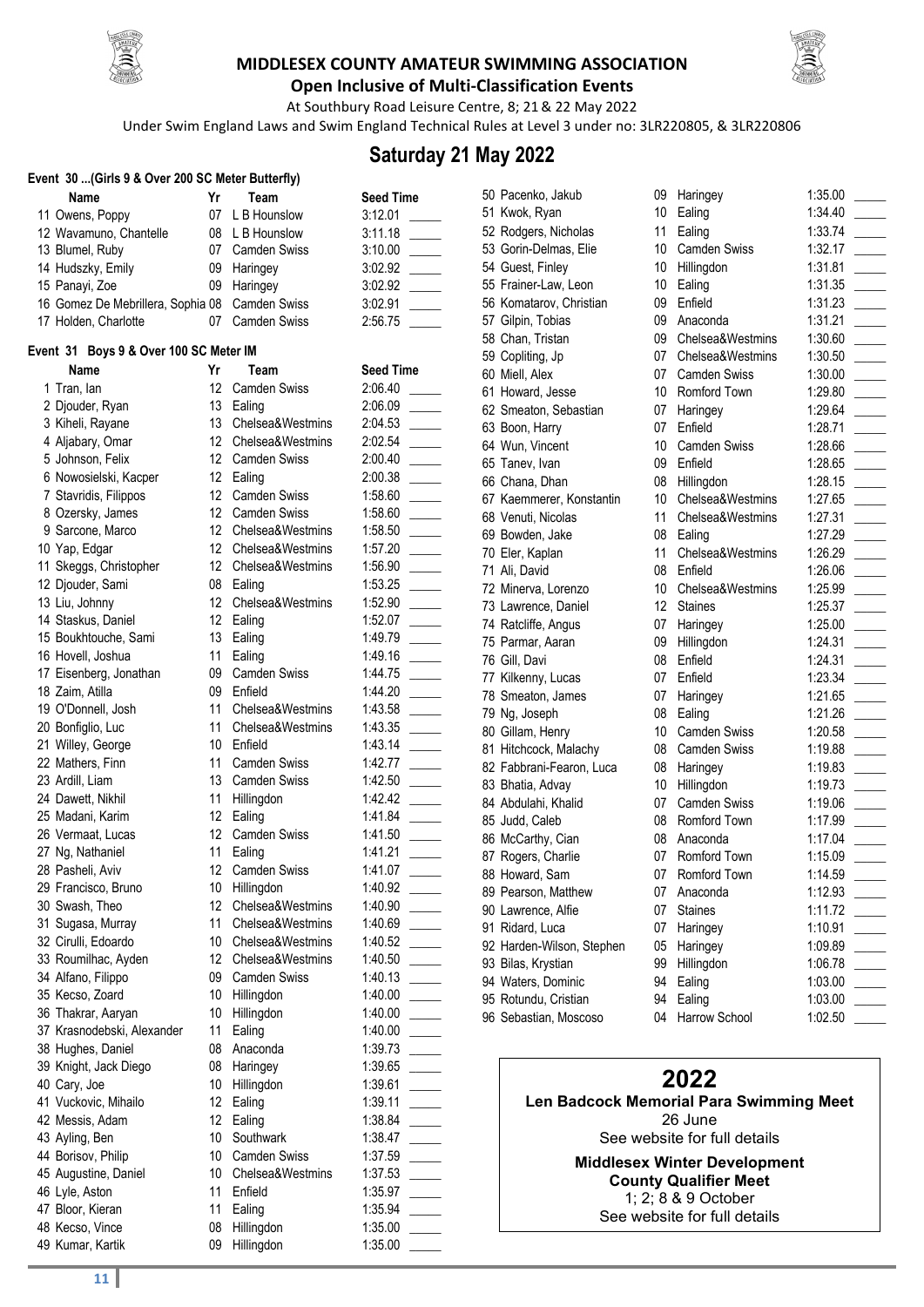# MIDDLESEX COUNTY AMATEUR SWIMMING ASSOCIATION

**Open Inclusive of Multi-Classification Events**

At Southbury Road Leisure Centre, 8; 21 & 22 May 2022

Under Swim England Laws and Swim England Technical Rules at Level 3 under no: 3LR220805, & 3LR220806

## Saturday 21 May 2022

### Event 30 ...(Girls 9 & Over 200 SC Meter Butterfly)

| Name | Yr | Team | Seed Time |
|---|---|---|---|
| 11 Owens, Poppy | 07 | L B Hounslow | 3:12.01 |
| 12 Wavamuno, Chantelle | 08 | L B Hounslow | 3:11.18 |
| 13 Blumel, Ruby | 07 | Camden Swiss | 3:10.00 |
| 14 Hudszky, Emily | 09 | Haringey | 3:02.92 |
| 15 Panayi, Zoe | 09 | Haringey | 3:02.92 |
| 16 Gomez De Mebrillera, Sophia | 08 | Camden Swiss | 3:02.91 |
| 17 Holden, Charlotte | 07 | Camden Swiss | 2:56.75 |

### Event 31 Boys 9 & Over 100 SC Meter IM

| Name | Yr | Team | Seed Time |
|---|---|---|---|
| 1 Tran, Ian | 12 | Camden Swiss | 2:06.40 |
| 2 Djouder, Ryan | 13 | Ealing | 2:06.09 |
| 3 Kiheli, Rayane | 13 | Chelsea&Westmins | 2:04.53 |
| 4 Aljabary, Omar | 12 | Chelsea&Westmins | 2:02.54 |
| 5 Johnson, Felix | 12 | Camden Swiss | 2:00.40 |
| 6 Nowosielski, Kacper | 12 | Ealing | 2:00.38 |
| 7 Stavridis, Filippos | 12 | Camden Swiss | 1:58.60 |
| 8 Ozersky, James | 12 | Camden Swiss | 1:58.60 |
| 9 Sarcone, Marco | 12 | Chelsea&Westmins | 1:58.50 |
| 10 Yap, Edgar | 12 | Chelsea&Westmins | 1:57.20 |
| 11 Skeggs, Christopher | 12 | Chelsea&Westmins | 1:56.90 |
| 12 Djouder, Sami | 08 | Ealing | 1:53.25 |
| 13 Liu, Johnny | 12 | Chelsea&Westmins | 1:52.90 |
| 14 Staskus, Daniel | 12 | Ealing | 1:52.07 |
| 15 Boukhtouche, Sami | 13 | Ealing | 1:49.79 |
| 16 Hovell, Joshua | 11 | Ealing | 1:49.16 |
| 17 Eisenberg, Jonathan | 09 | Camden Swiss | 1:44.75 |
| 18 Zaim, Atilla | 09 | Enfield | 1:44.20 |
| 19 O'Donnell, Josh | 11 | Chelsea&Westmins | 1:43.58 |
| 20 Bonfiglio, Luc | 11 | Chelsea&Westmins | 1:43.35 |
| 21 Willey, George | 10 | Enfield | 1:43.14 |
| 22 Mathers, Finn | 11 | Camden Swiss | 1:42.77 |
| 23 Ardill, Liam | 13 | Camden Swiss | 1:42.50 |
| 24 Dawett, Nikhil | 11 | Hillingdon | 1:42.42 |
| 25 Madani, Karim | 12 | Ealing | 1:41.84 |
| 26 Vermaat, Lucas | 12 | Camden Swiss | 1:41.50 |
| 27 Ng, Nathaniel | 11 | Ealing | 1:41.21 |
| 28 Pasheli, Aviv | 12 | Camden Swiss | 1:41.07 |
| 29 Francisco, Bruno | 10 | Hillingdon | 1:40.92 |
| 30 Swash, Theo | 12 | Chelsea&Westmins | 1:40.90 |
| 31 Sugasa, Murray | 11 | Chelsea&Westmins | 1:40.69 |
| 32 Cirulli, Edoardo | 10 | Chelsea&Westmins | 1:40.52 |
| 33 Roumilhac, Ayden | 12 | Chelsea&Westmins | 1:40.50 |
| 34 Alfano, Filippo | 09 | Camden Swiss | 1:40.13 |
| 35 Kecso, Zoard | 10 | Hillingdon | 1:40.00 |
| 36 Thakrar, Aaryan | 10 | Hillingdon | 1:40.00 |
| 37 Krasnodebski, Alexander | 11 | Ealing | 1:40.00 |
| 38 Hughes, Daniel | 08 | Anaconda | 1:39.73 |
| 39 Knight, Jack Diego | 08 | Haringey | 1:39.65 |
| 40 Cary, Joe | 10 | Hillingdon | 1:39.61 |
| 41 Vuckovic, Mihailo | 12 | Ealing | 1:39.11 |
| 42 Messis, Adam | 12 | Ealing | 1:38.84 |
| 43 Ayling, Ben | 10 | Southwark | 1:38.47 |
| 44 Borisov, Philip | 10 | Camden Swiss | 1:37.59 |
| 45 Augustine, Daniel | 10 | Chelsea&Westmins | 1:37.53 |
| 46 Lyle, Aston | 11 | Enfield | 1:35.97 |
| 47 Bloor, Kieran | 11 | Ealing | 1:35.94 |
| 48 Kecso, Vince | 08 | Hillingdon | 1:35.00 |
| 49 Kumar, Kartik | 09 | Hillingdon | 1:35.00 |
| 50 Pacenko, Jakub | 09 | Haringey | 1:35.00 |
| 51 Kwok, Ryan | 10 | Ealing | 1:34.40 |
| 52 Rodgers, Nicholas | 11 | Ealing | 1:33.74 |
| 53 Gorin-Delmas, Elie | 10 | Camden Swiss | 1:32.17 |
| 54 Guest, Finley | 10 | Hillingdon | 1:31.81 |
| 55 Frainer-Law, Leon | 10 | Ealing | 1:31.35 |
| 56 Komatarov, Christian | 09 | Enfield | 1:31.23 |
| 57 Gilpin, Tobias | 09 | Anaconda | 1:31.21 |
| 58 Chan, Tristan | 09 | Chelsea&Westmins | 1:30.60 |
| 59 Copliting, Jp | 07 | Chelsea&Westmins | 1:30.50 |
| 60 Miell, Alex | 07 | Camden Swiss | 1:30.00 |
| 61 Howard, Jesse | 10 | Romford Town | 1:29.80 |
| 62 Smeaton, Sebastian | 07 | Haringey | 1:29.64 |
| 63 Boon, Harry | 07 | Enfield | 1:28.71 |
| 64 Wun, Vincent | 10 | Camden Swiss | 1:28.66 |
| 65 Tanev, Ivan | 09 | Enfield | 1:28.65 |
| 66 Chana, Dhan | 08 | Hillingdon | 1:28.15 |
| 67 Kaemmerer, Konstantin | 10 | Chelsea&Westmins | 1:27.65 |
| 68 Venuti, Nicolas | 11 | Chelsea&Westmins | 1:27.31 |
| 69 Bowden, Jake | 08 | Ealing | 1:27.29 |
| 70 Eler, Kaplan | 11 | Chelsea&Westmins | 1:26.29 |
| 71 Ali, David | 08 | Enfield | 1:26.06 |
| 72 Minerva, Lorenzo | 10 | Chelsea&Westmins | 1:25.99 |
| 73 Lawrence, Daniel | 12 | Staines | 1:25.37 |
| 74 Ratcliffe, Angus | 07 | Haringey | 1:25.00 |
| 75 Parmar, Aaran | 09 | Hillingdon | 1:24.31 |
| 76 Gill, Davi | 08 | Enfield | 1:24.31 |
| 77 Kilkenny, Lucas | 07 | Enfield | 1:23.34 |
| 78 Smeaton, James | 07 | Haringey | 1:21.65 |
| 79 Ng, Joseph | 08 | Ealing | 1:21.26 |
| 80 Gillam, Henry | 10 | Camden Swiss | 1:20.58 |
| 81 Hitchcock, Malachy | 08 | Camden Swiss | 1:19.88 |
| 82 Fabbrani-Fearon, Luca | 08 | Haringey | 1:19.83 |
| 83 Bhatia, Advay | 10 | Hillingdon | 1:19.73 |
| 84 Abdulahi, Khalid | 07 | Camden Swiss | 1:19.06 |
| 85 Judd, Caleb | 08 | Romford Town | 1:17.99 |
| 86 McCarthy, Cian | 08 | Anaconda | 1:17.04 |
| 87 Rogers, Charlie | 07 | Romford Town | 1:15.09 |
| 88 Howard, Sam | 07 | Romford Town | 1:14.59 |
| 89 Pearson, Matthew | 07 | Anaconda | 1:12.93 |
| 90 Lawrence, Alfie | 07 | Staines | 1:11.72 |
| 91 Ridard, Luca | 07 | Haringey | 1:10.91 |
| 92 Harden-Wilson, Stephen | 05 | Haringey | 1:09.89 |
| 93 Bilas, Krystian | 99 | Hillingdon | 1:06.78 |
| 94 Waters, Dominic | 94 | Ealing | 1:03.00 |
| 95 Rotundu, Cristian | 94 | Ealing | 1:03.00 |
| 96 Sebastian, Moscoso | 04 | Harrow School | 1:02.50 |

## 2022

**Len Badcock Memorial Para Swimming Meet**

26 June

See website for full details

**Middlesex Winter Development County Qualifier Meet**

1; 2; 8 & 9 October

See website for full details